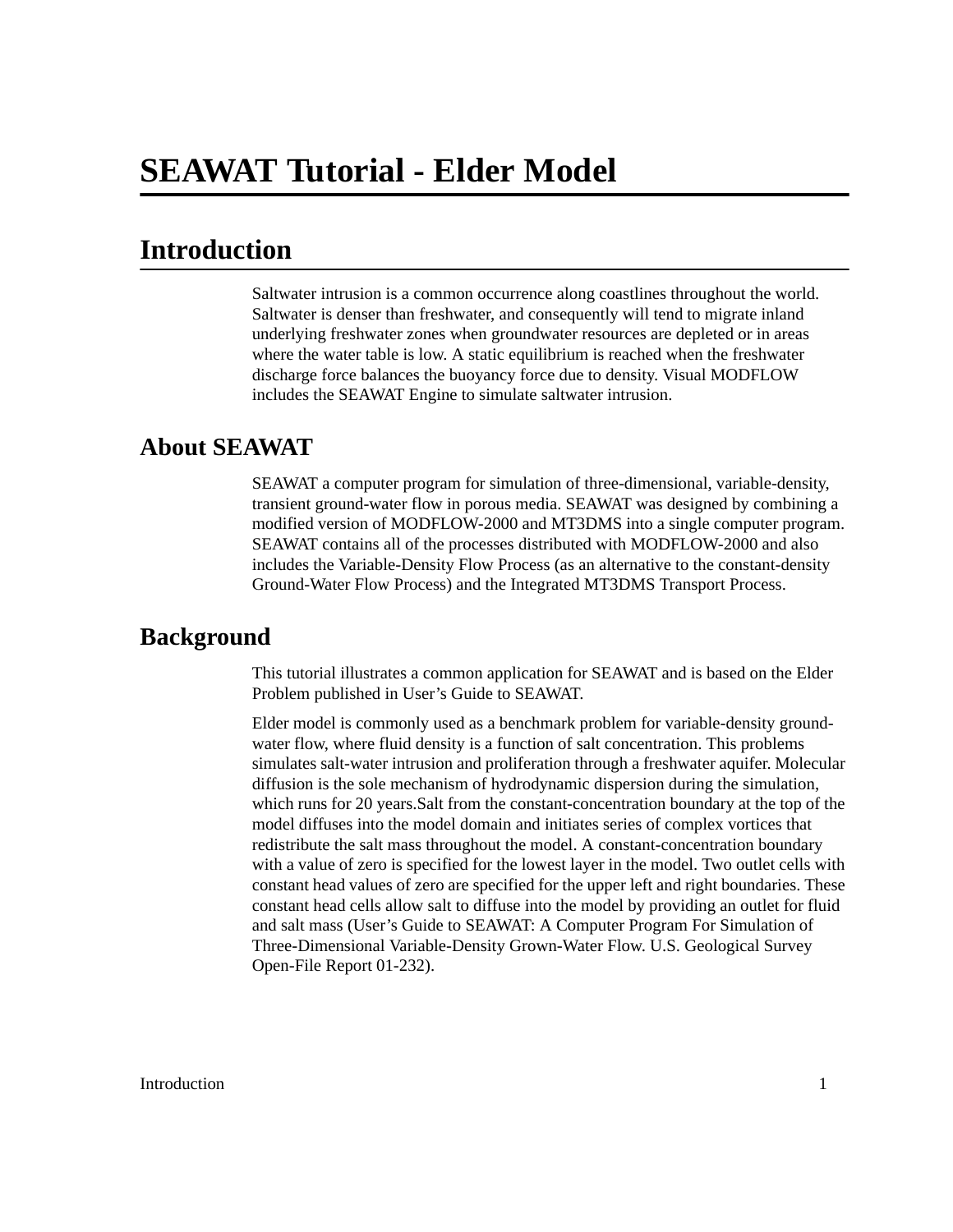# SEAWAT Tutorial - Elder Model

## Introduction

Saltwater intrusion is a common occurrence along coastlines throughout the world. Saltwater is denser than freshwater, and consequently will tend to migrate inland underlying freshwater zones when groundwater resources are depleted or in areas where the water table is low. A static equilibrium is reached when the freshwater discharge force balances the buoyancy force due to density. Visual MODFLOW includes the SEAWAT Engine to simulate saltwater intrusion.

### About SEAWAT

SEAWAT a computer program for simulation of three-dimensional, variable-density, transient ground-water flow in porous media. SEAWAT was designed by combining a modified version of MODFLOW-2000 and MT3DMS into a single computer program. SEAWAT contains all of the processes distributed with MODFLOW-2000 and also includes the Variable-Density Flow Process (as an alternative to the constant-density Ground-Water Flow Process) and the Integrated MT3DMS Transport Process.

### Background

This tutorial illustrates a common application for SEAWAT and is based on the Elder Problem published in User's Guide to SEAWAT.

Elder model is commonly used as a benchmark problem for variable-density ground-water flow, where fluid density is a function of salt concentration. This problems simulates salt-water intrusion and proliferation through a freshwater aquifer. Molecular diffusion is the sole mechanism of hydrodynamic dispersion during the simulation, which runs for 20 years.Salt from the constant-concentration boundary at the top of the model diffuses into the model domain and initiates series of complex vortices that redistribute the salt mass throughout the model. A constant-concentration boundary with a value of zero is specified for the lowest layer in the model. Two outlet cells with constant head values of zero are specified for the upper left and right boundaries. These constant head cells allow salt to diffuse into the model by providing an outlet for fluid and salt mass (User's Guide to SEAWAT: A Computer Program For Simulation of Three-Dimensional Variable-Density Grown-Water Flow. U.S. Geological Survey Open-File Report 01-232).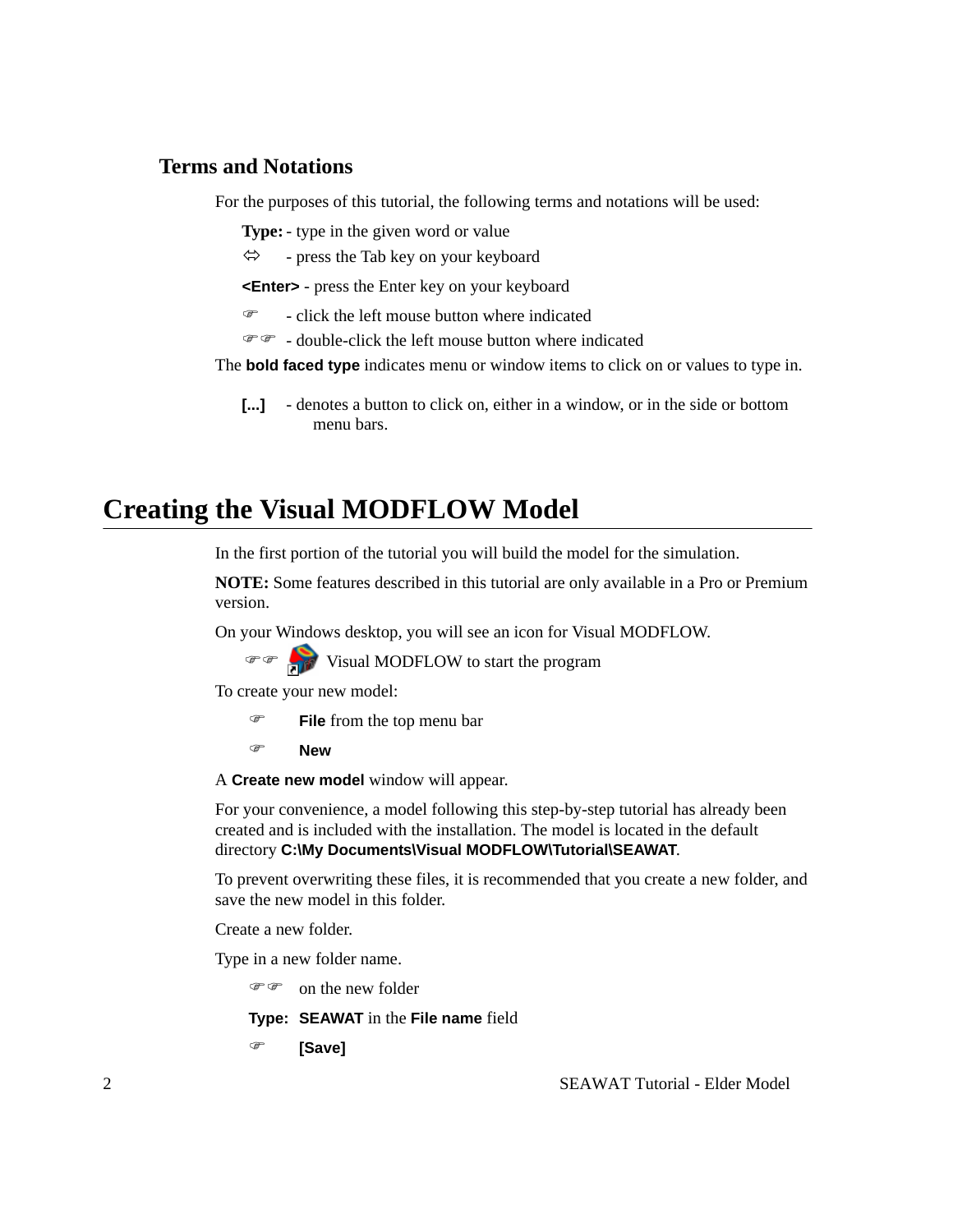### Terms and Notations

For the purposes of this tutorial, the following terms and notations will be used:

**Type:** - type in the given word or value

⇔ - press the Tab key on your keyboard

**<Enter>** - press the Enter key on your keyboard

☞ - click the left mouse button where indicated

☞☞ - double-click the left mouse button where indicated

The **bold faced type** indicates menu or window items to click on or values to type in.

**[...]** - denotes a button to click on, either in a window, or in the side or bottom menu bars.

## Creating the Visual MODFLOW Model

In the first portion of the tutorial you will build the model for the simulation.

**NOTE:** Some features described in this tutorial are only available in a Pro or Premium version.

On your Windows desktop, you will see an icon for Visual MODFLOW.

☞☞ Visual MODFLOW to start the program

To create your new model:

☞ **File** from the top menu bar

☞ **New**

A **Create new model** window will appear.

For your convenience, a model following this step-by-step tutorial has already been created and is included with the installation. The model is located in the default directory **C:\My Documents\Visual MODFLOW\Tutorial\SEAWAT**.

To prevent overwriting these files, it is recommended that you create a new folder, and save the new model in this folder.

Create a new folder.

Type in a new folder name.

☞☞ on the new folder

**Type:** **SEAWAT** in the **File name** field

☞ **[Save]**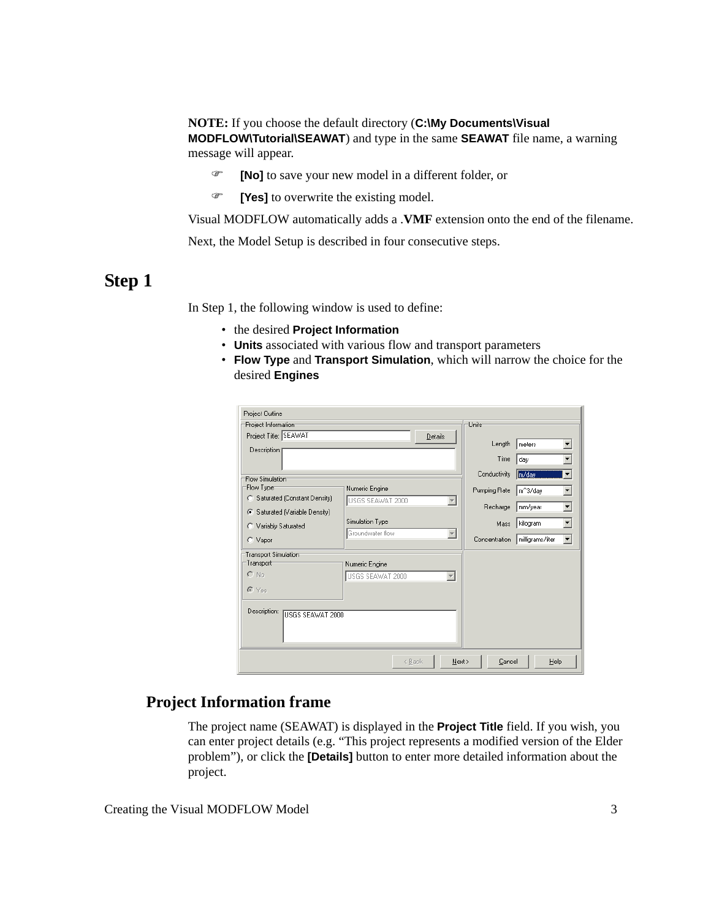**NOTE:** If you choose the default directory (**C:\My Documents\Visual MODFLOW\Tutorial\SEAWAT**) and type in the same **SEAWAT** file name, a warning message will appear.

- **[No]** to save your new model in a different folder, or
- **[Yes]** to overwrite the existing model.

Visual MODFLOW automatically adds a **.VMF** extension onto the end of the filename.

Next, the Model Setup is described in four consecutive steps.

# Step 1

In Step 1, the following window is used to define:

- the desired **Project Information**
- **Units** associated with various flow and transport parameters
- **Flow Type** and **Transport Simulation**, which will narrow the choice for the desired **Engines**

## Project Information frame

The project name (SEAWAT) is displayed in the **Project Title** field. If you wish, you can enter project details (e.g. "This project represents a modified version of the Elder problem"), or click the **[Details]** button to enter more detailed information about the project.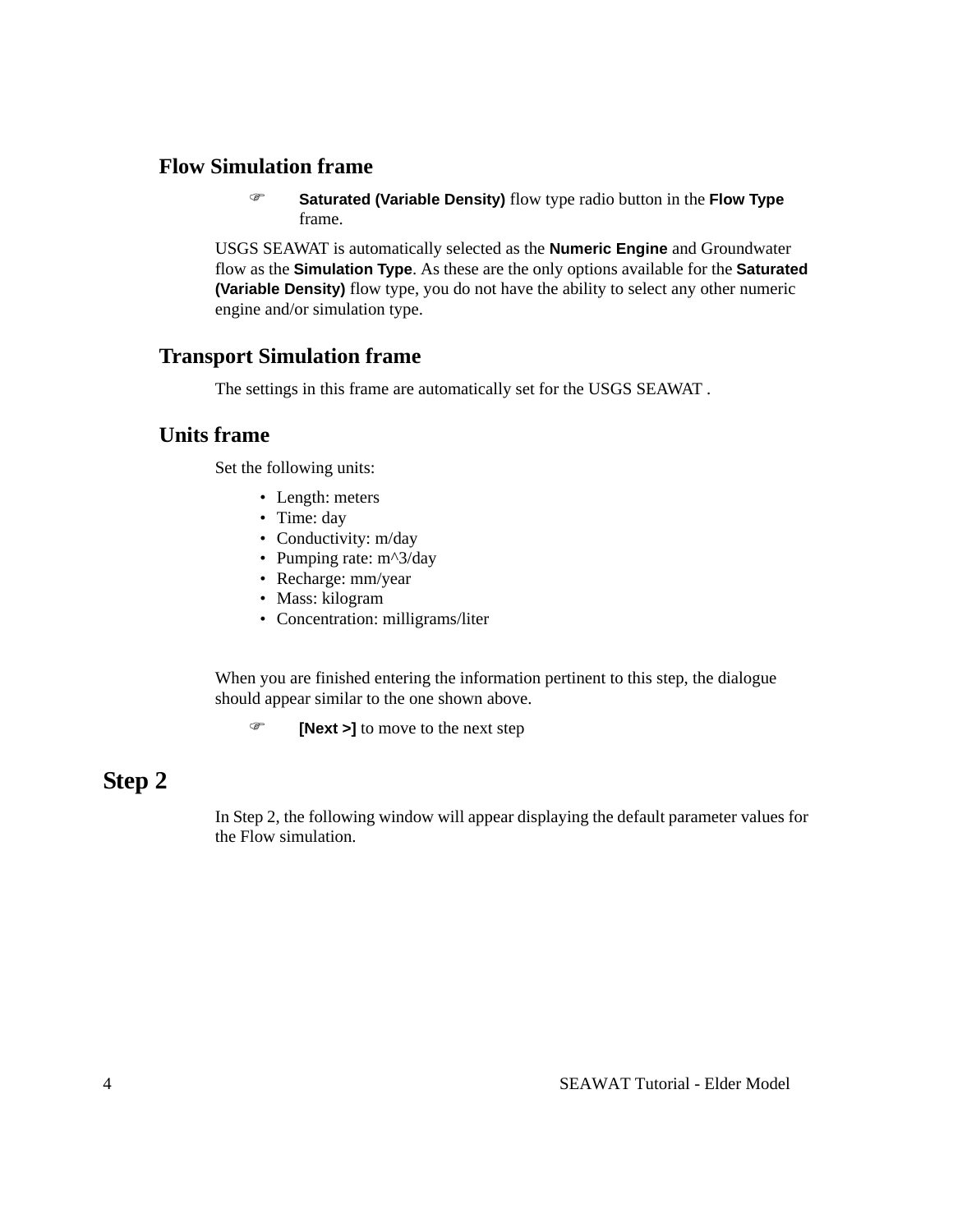### Flow Simulation frame

- **Saturated (Variable Density)** flow type radio button in the **Flow Type** frame.

USGS SEAWAT is automatically selected as the **Numeric Engine** and Groundwater flow as the **Simulation Type**. As these are the only options available for the **Saturated (Variable Density)** flow type, you do not have the ability to select any other numeric engine and/or simulation type.

### Transport Simulation frame

The settings in this frame are automatically set for the USGS SEAWAT .

### Units frame

Set the following units:

- Length: meters
- Time: day
- Conductivity: m/day
- Pumping rate: m^3/day
- Recharge: mm/year
- Mass: kilogram
- Concentration: milligrams/liter

When you are finished entering the information pertinent to this step, the dialogue should appear similar to the one shown above.

- **[Next >]** to move to the next step

## Step 2

In Step 2, the following window will appear displaying the default parameter values for the Flow simulation.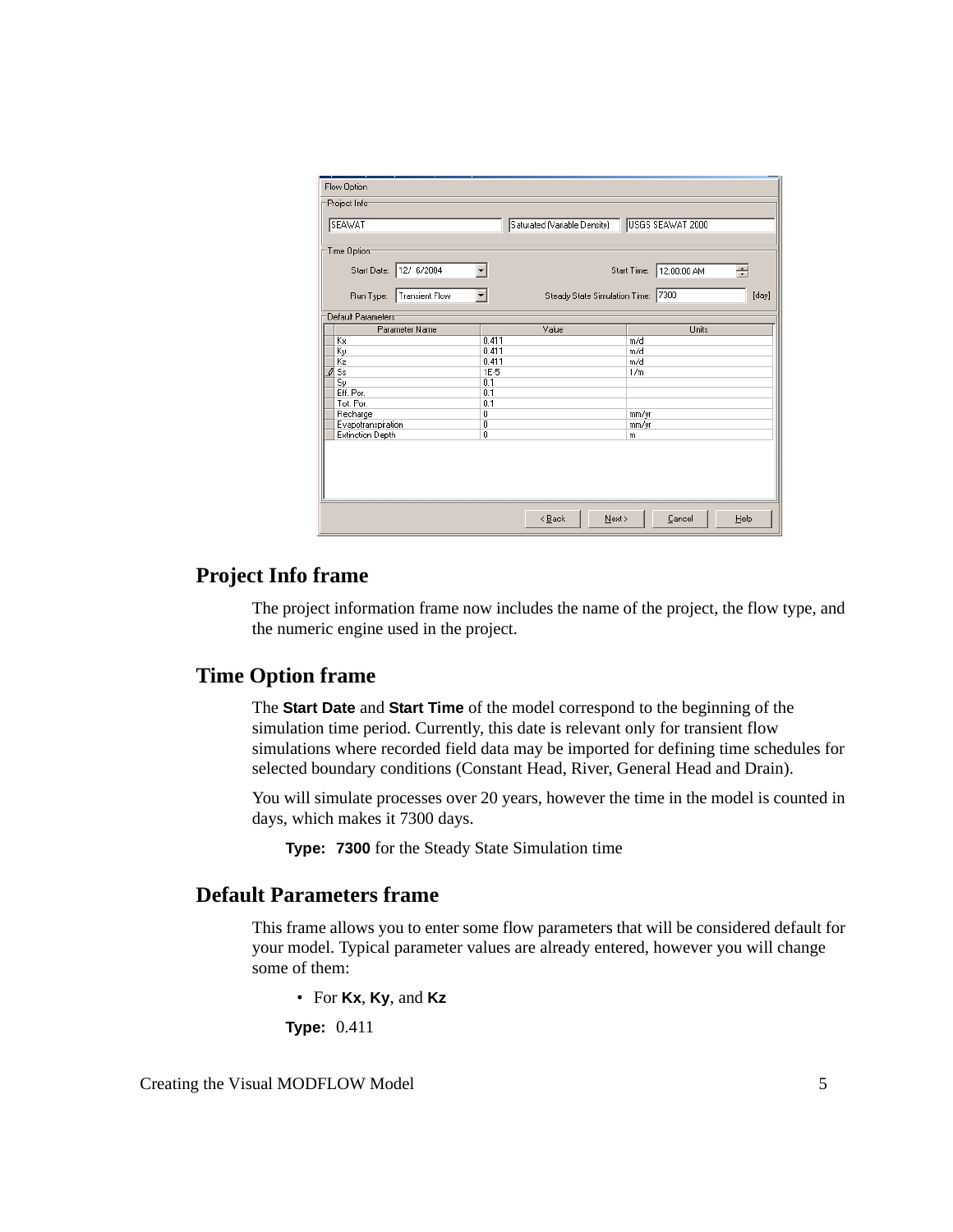Flow Option

Project Info

| SEAWAT | Saturated (Variable Density) | USGS SEAWAT 2000 |
| --- | --- | --- |

Time Option

Start Date: 12/ 6/2004 Start Time: 12:00:00 AM

Run Type: Transient Flow Steady State Simulation Time: 7300 [day]

Default Parameters

| Parameter Name | Value | Units |
| --- | --- | --- |
| Kx | 0.411 | m/d |
| Ky | 0.411 | m/d |
| Kz | 0.411 | m/d |
| Ss | 1E-5 | 1/m |
| Sy | 0.1 | |
| Eff. Por. | 0.1 | |
| Tot. Por. | 0.1 | |
| Recharge | 0 | mm/yr |
| Evapotranspiration | 0 | mm/yr |
| Extinction Depth | 0 | m |

< Back Next > Cancel Help

## Project Info frame

The project information frame now includes the name of the project, the flow type, and the numeric engine used in the project.

## Time Option frame

The **Start Date** and **Start Time** of the model correspond to the beginning of the simulation time period. Currently, this date is relevant only for transient flow simulations where recorded field data may be imported for defining time schedules for selected boundary conditions (Constant Head, River, General Head and Drain).

You will simulate processes over 20 years, however the time in the model is counted in days, which makes it 7300 days.

**Type: 7300** for the Steady State Simulation time

## Default Parameters frame

This frame allows you to enter some flow parameters that will be considered default for your model. Typical parameter values are already entered, however you will change some of them:

- For **Kx**, **Ky**, and **Kz**

**Type:** 0.411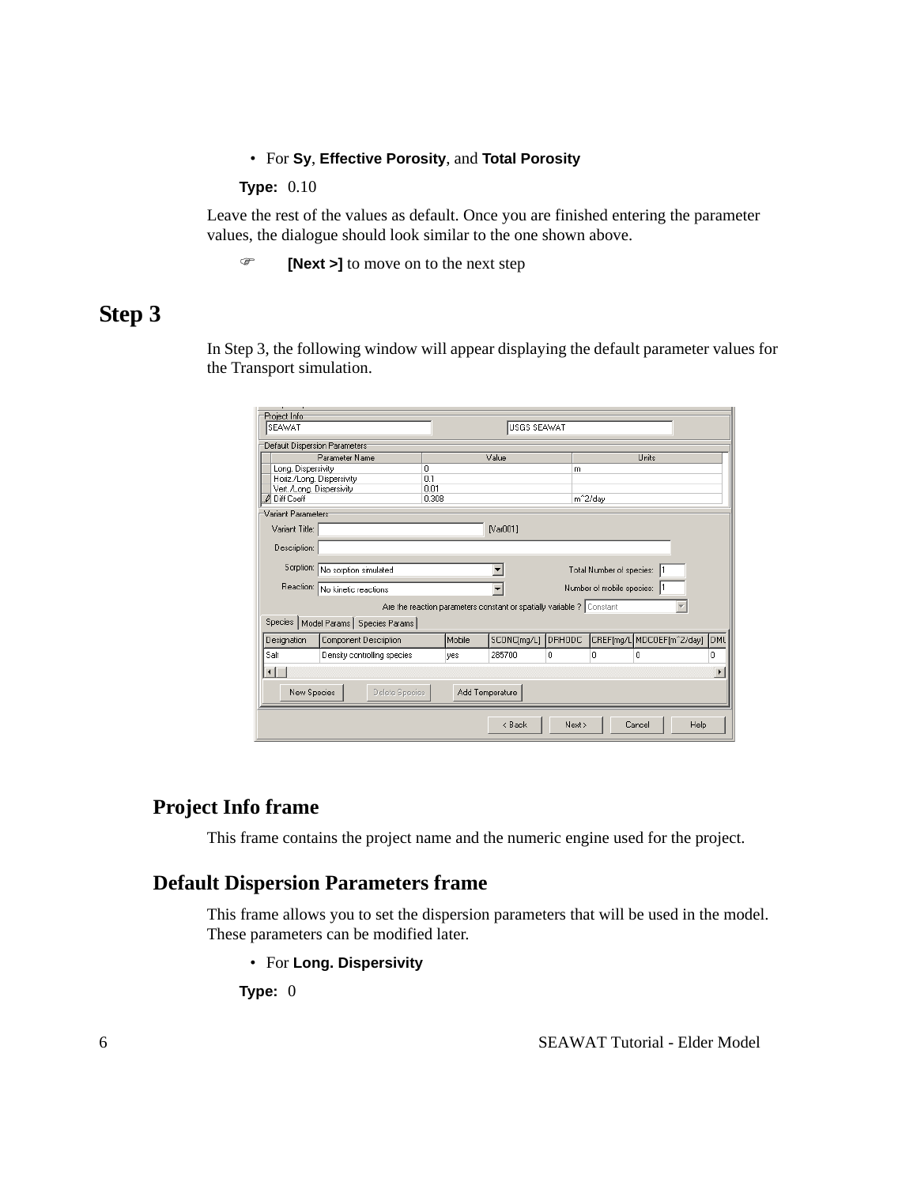- For **Sy**, **Effective Porosity**, and **Total Porosity**

**Type:** 0.10

Leave the rest of the values as default. Once you are finished entering the parameter values, the dialogue should look similar to the one shown above.

☞ **[Next >]** to move on to the next step

# Step 3

In Step 3, the following window will appear displaying the default parameter values for the Transport simulation.

## Project Info frame

This frame contains the project name and the numeric engine used for the project.

## Default Dispersion Parameters frame

This frame allows you to set the dispersion parameters that will be used in the model. These parameters can be modified later.

- For **Long. Dispersivity**

**Type:** 0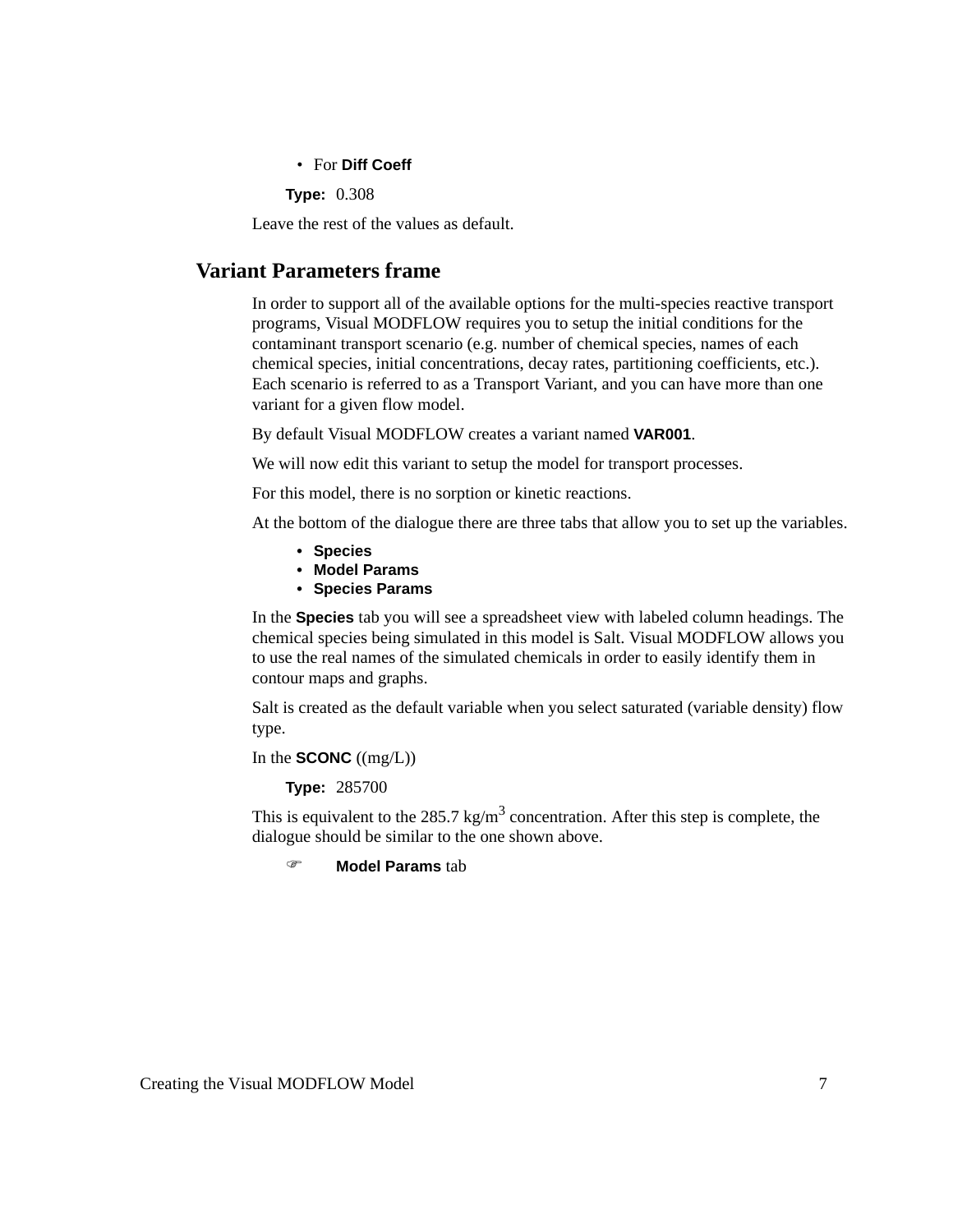- For **Diff Coeff**

**Type:** 0.308

Leave the rest of the values as default.

## Variant Parameters frame

In order to support all of the available options for the multi-species reactive transport programs, Visual MODFLOW requires you to setup the initial conditions for the contaminant transport scenario (e.g. number of chemical species, names of each chemical species, initial concentrations, decay rates, partitioning coefficients, etc.). Each scenario is referred to as a Transport Variant, and you can have more than one variant for a given flow model.

By default Visual MODFLOW creates a variant named **VAR001**.

We will now edit this variant to setup the model for transport processes.

For this model, there is no sorption or kinetic reactions.

At the bottom of the dialogue there are three tabs that allow you to set up the variables.

- **Species**
- **Model Params**
- **Species Params**

In the **Species** tab you will see a spreadsheet view with labeled column headings. The chemical species being simulated in this model is Salt. Visual MODFLOW allows you to use the real names of the simulated chemicals in order to easily identify them in contour maps and graphs.

Salt is created as the default variable when you select saturated (variable density) flow type.

In the **SCONC** ((mg/L))

**Type:** 285700

This is equivalent to the 285.7 kg/$m^3$ concentration. After this step is complete, the dialogue should be similar to the one shown above.

☞ **Model Params** tab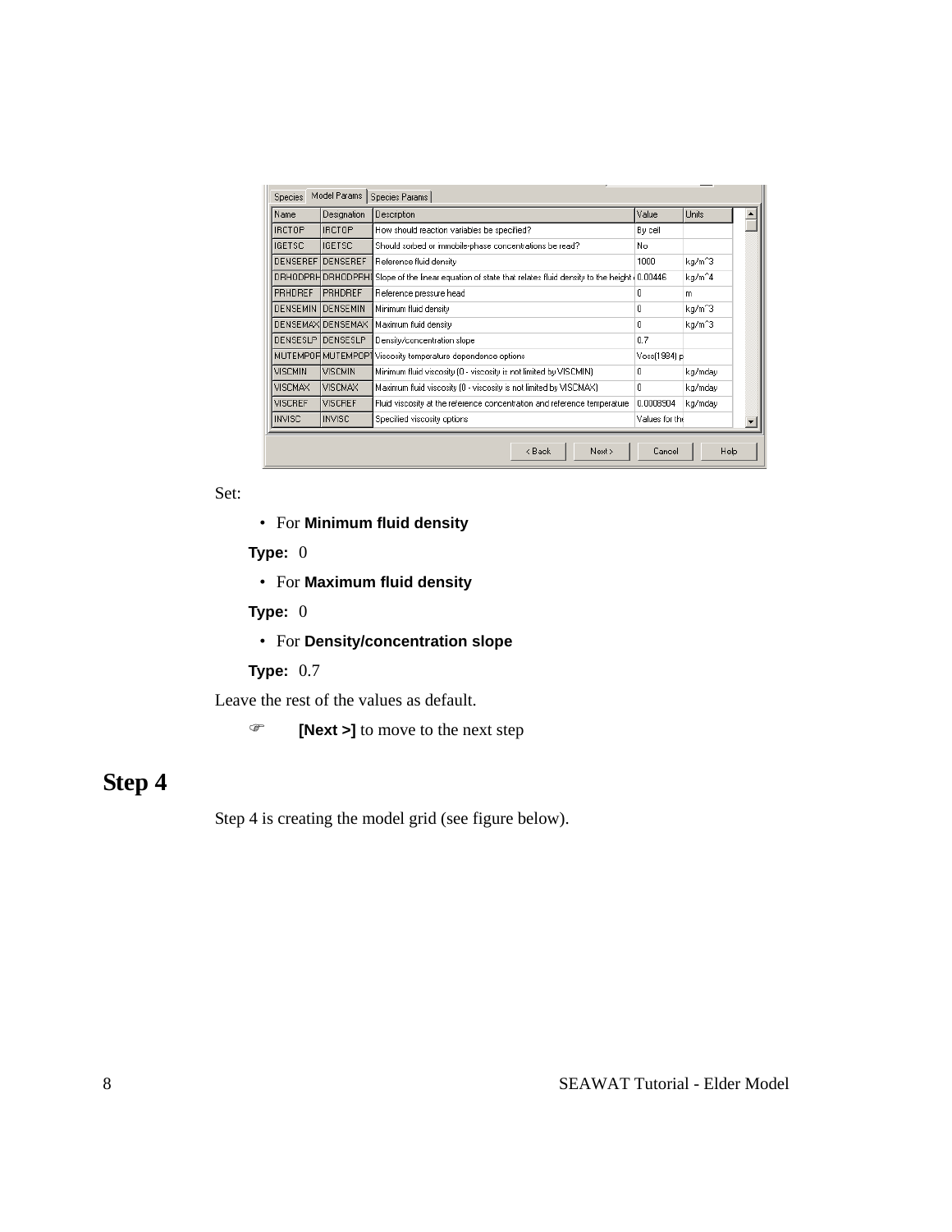| Name | Designation | Description | Value | Units |
| --- | --- | --- | --- | --- |
| IRCTOP | IRCTOP | How should reaction variables be specified? | By cell | |
| IGETSC | IGETSC | Should sorbed or immobile-phase concentrations be read? | No | |
| DENSEREF | DENSEREF | Reference fluid density | 1000 | kg/m^3 |
| DRHODPRH | DRHODPRH | Slope of the linear equation of state that relates fluid density to the height | 0.00446 | kg/m^4 |
| PRHDREF | PRHDREF | Reference pressure head | 0 | m |
| DENSEMIN | DENSEMIN | Minimum fluid density | 0 | kg/m^3 |
| DENSEMAX | DENSEMAX | Maximum fluid density | 0 | kg/m^3 |
| DENSESLP | DENSESLP | Density/concentration slope | 0.7 | |
| MUTEMPOP | MUTEMPOP | Viscosity temperature dependence options | Voss(1984) p | |
| VISCMIN | VISCMIN | Minimum fluid viscosity (0 - viscosity is not limited by VISCMIN) | 0 | kg/mday |
| VISCMAX | VISCMAX | Maximum fluid viscosity (0 - viscosity is not limited by VISCMAX) | 0 | kg/mday |
| VISCREF | VISCREF | Fluid viscosity at the reference concentration and reference temperature | 0.0008904 | kg/mday |
| INVISC | INVISC | Specified viscosity options | Values for the | |

Set:

- For **Minimum fluid density**

**Type:** 0

- For **Maximum fluid density**

**Type:** 0

- For **Density/concentration slope**

**Type:** 0.7

Leave the rest of the values as default.

☞ **[Next >]** to move to the next step

# Step 4

Step 4 is creating the model grid (see figure below).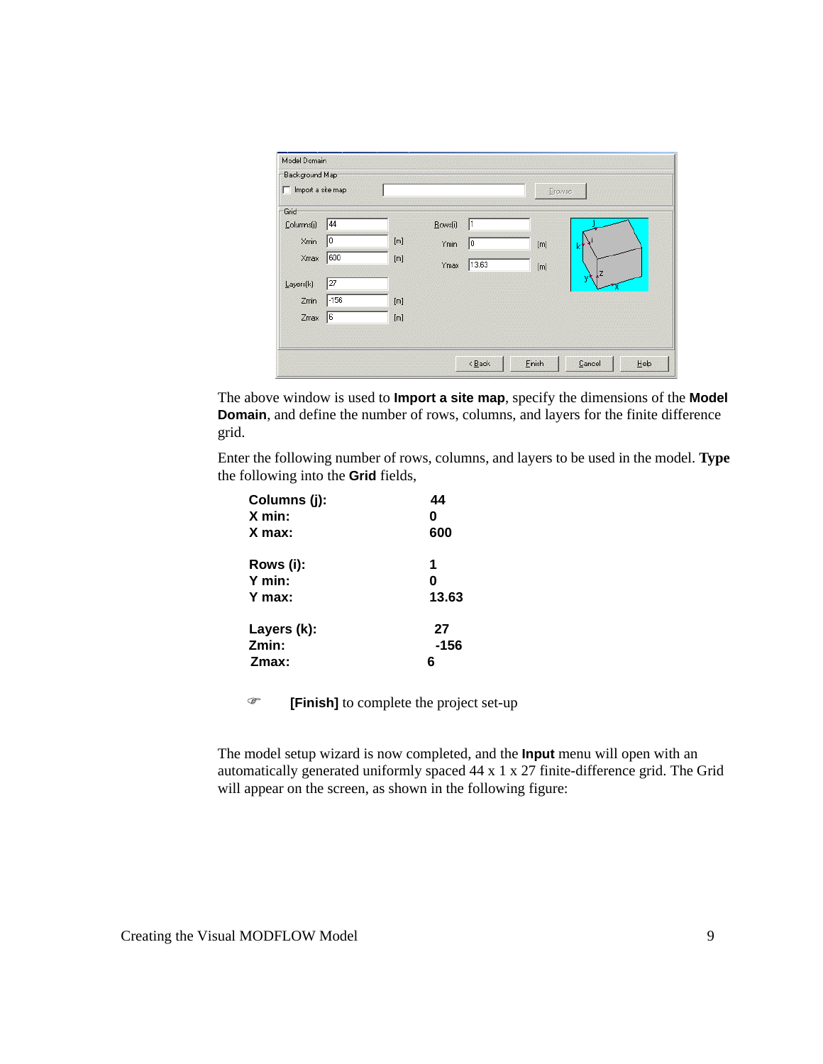The above window is used to **Import a site map**, specify the dimensions of the **Model Domain**, and define the number of rows, columns, and layers for the finite difference grid.

Enter the following number of rows, columns, and layers to be used in the model. **Type** the following into the **Grid** fields,

| | |
|---|---|
| **Columns (j):** | **44** |
| **X min:** | **0** |
| **X max:** | **600** |
| **Rows (i):** | **1** |
| **Y min:** | **0** |
| **Y max:** | **13.63** |
| **Layers (k):** | **27** |
| **Zmin:** | **-156** |
| **Zmax:** | **6** |

☞ **[Finish]** to complete the project set-up

The model setup wizard is now completed, and the **Input** menu will open with an automatically generated uniformly spaced 44 x 1 x 27 finite-difference grid. The Grid will appear on the screen, as shown in the following figure: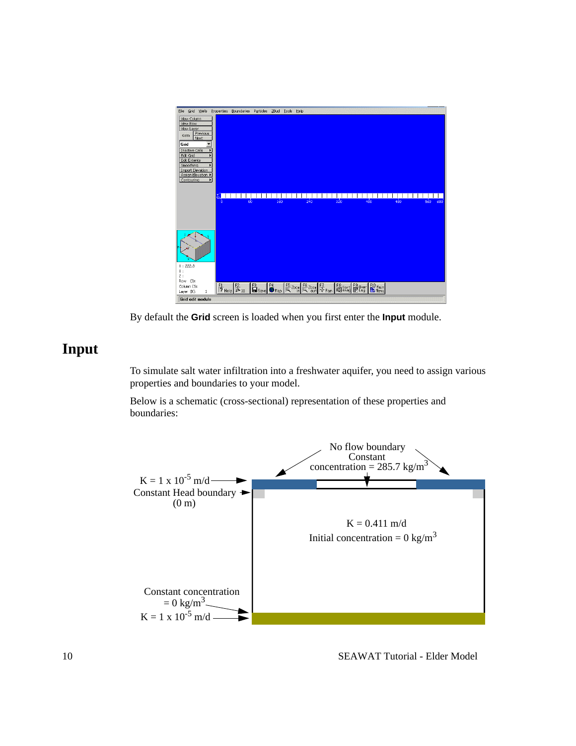By default the **Grid** screen is loaded when you first enter the **Input** module.

# Input

To simulate salt water infiltration into a freshwater aquifer, you need to assign various properties and boundaries to your model.

Below is a schematic (cross-sectional) representation of these properties and boundaries:

No flow boundary

Constant concentration = 285.7 kg/m$^3$

K = 1 x 10$^{-5}$ m/d

Constant Head boundary (0 m)

K = 0.411 m/d

Initial concentration = 0 kg/m$^3$

Constant concentration = 0 kg/m$^3$

K = 1 x 10$^{-5}$ m/d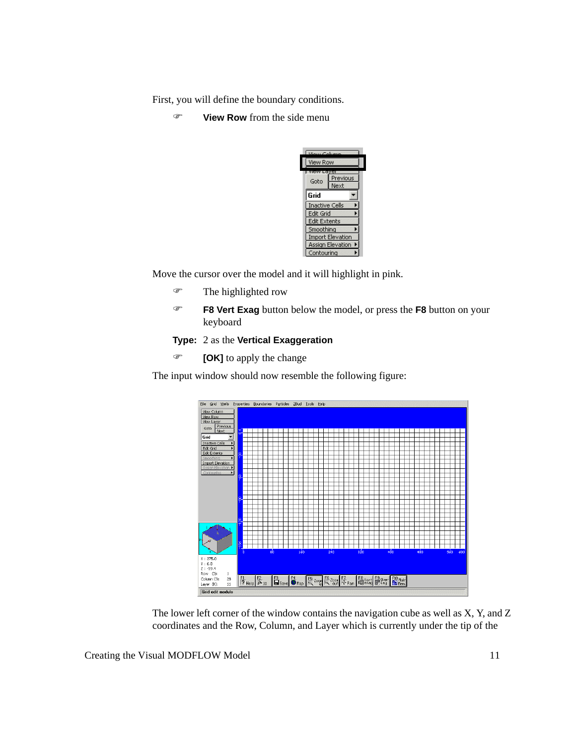First, you will define the boundary conditions.

- **View Row** from the side menu

Move the cursor over the model and it will highlight in pink.

- The highlighted row
- **F8 Vert Exag** button below the model, or press the **F8** button on your keyboard

**Type:** 2 as the **Vertical Exaggeration**

- **[OK]** to apply the change

The input window should now resemble the following figure:

The lower left corner of the window contains the navigation cube as well as X, Y, and Z coordinates and the Row, Column, and Layer which is currently under the tip of the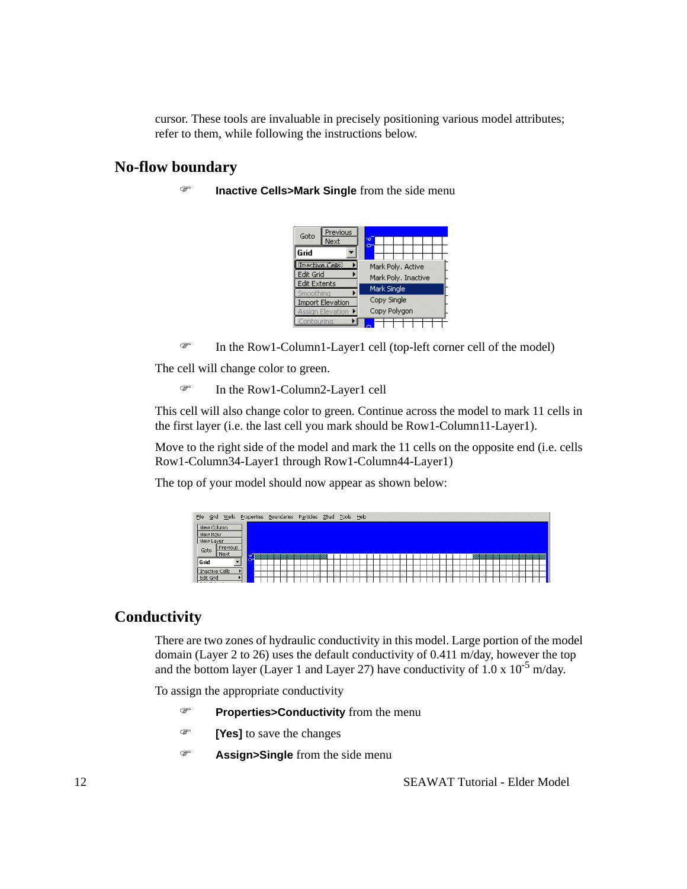cursor. These tools are invaluable in precisely positioning various model attributes; refer to them, while following the instructions below.

## No-flow boundary

- **Inactive Cells>Mark Single** from the side menu

- In the Row1-Column1-Layer1 cell (top-left corner cell of the model)

The cell will change color to green.

- In the Row1-Column2-Layer1 cell

This cell will also change color to green. Continue across the model to mark 11 cells in the first layer (i.e. the last cell you mark should be Row1-Column11-Layer1).

Move to the right side of the model and mark the 11 cells on the opposite end (i.e. cells Row1-Column34-Layer1 through Row1-Column44-Layer1)

The top of your model should now appear as shown below:

## Conductivity

There are two zones of hydraulic conductivity in this model. Large portion of the model domain (Layer 2 to 26) uses the default conductivity of 0.411 m/day, however the top and the bottom layer (Layer 1 and Layer 27) have conductivity of 1.0 x $10^{-5}$ m/day.

To assign the appropriate conductivity

- **Properties>Conductivity** from the menu
- **[Yes]** to save the changes
- **Assign>Single** from the side menu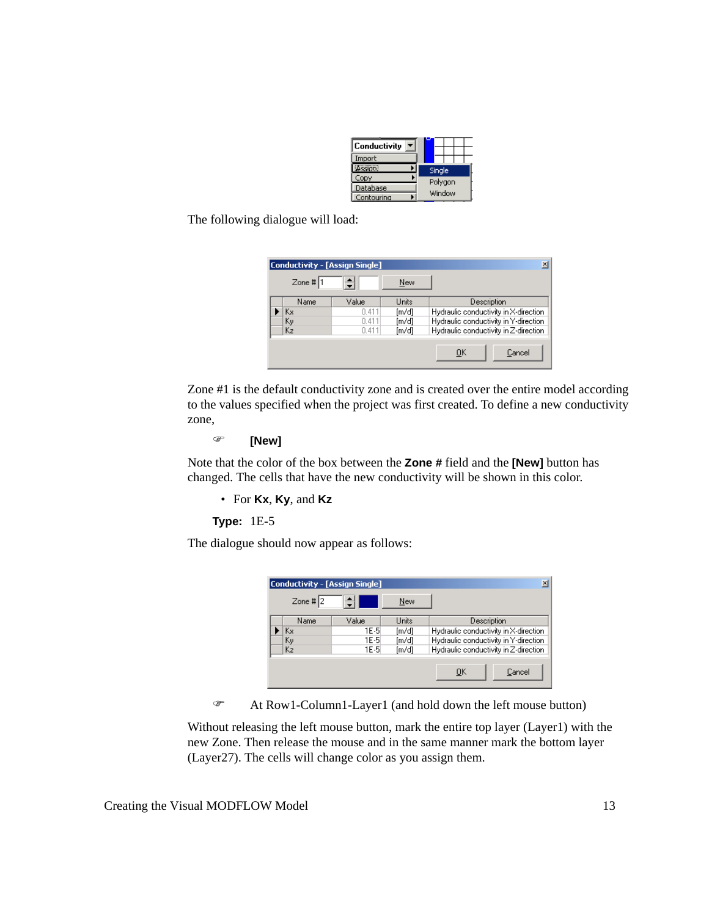The following dialogue will load:

Zone #1 is the default conductivity zone and is created over the entire model according to the values specified when the project was first created. To define a new conductivity zone,

☞ **[New]**

Note that the color of the box between the **Zone #** field and the **[New]** button has changed. The cells that have the new conductivity will be shown in this color.

- For **Kx**, **Ky**, and **Kz**

**Type:** 1E-5

The dialogue should now appear as follows:

☞ At Row1-Column1-Layer1 (and hold down the left mouse button)

Without releasing the left mouse button, mark the entire top layer (Layer1) with the new Zone. Then release the mouse and in the same manner mark the bottom layer (Layer27). The cells will change color as you assign them.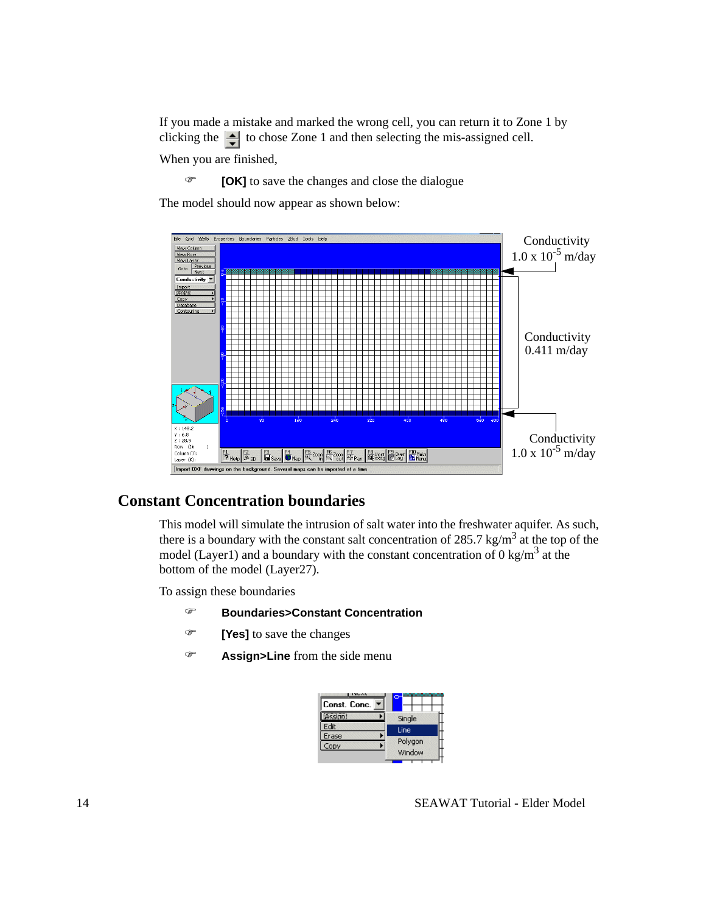If you made a mistake and marked the wrong cell, you can return it to Zone 1 by clicking the to chose Zone 1 and then selecting the mis-assigned cell.

When you are finished,

- **[OK]** to save the changes and close the dialogue

The model should now appear as shown below:

Conductivity $1.0 \times 10^{-5}$ m/day

Conductivity 0.411 m/day

Conductivity $1.0 \times 10^{-5}$ m/day

## Constant Concentration boundaries

This model will simulate the intrusion of salt water into the freshwater aquifer. As such, there is a boundary with the constant salt concentration of 285.7 kg/$m^3$ at the top of the model (Layer1) and a boundary with the constant concentration of 0 kg/$m^3$ at the bottom of the model (Layer27).

To assign these boundaries

- **Boundaries>Constant Concentration**
- **[Yes]** to save the changes
- **Assign>Line** from the side menu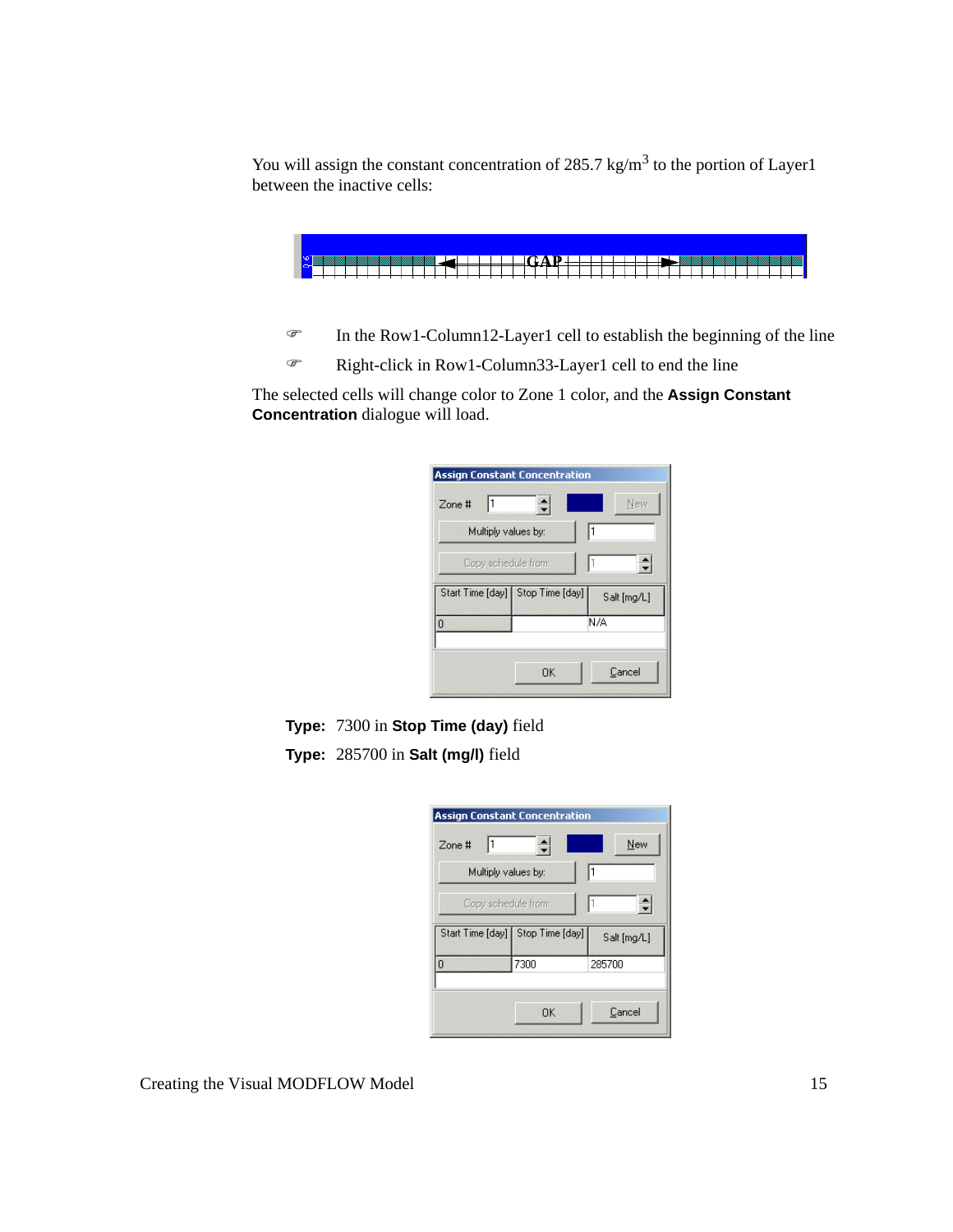You will assign the constant concentration of 285.7 kg/m$^3$ to the portion of Layer1 between the inactive cells:

- In the Row1-Column12-Layer1 cell to establish the beginning of the line
- Right-click in Row1-Column33-Layer1 cell to end the line

The selected cells will change color to Zone 1 color, and the **Assign Constant Concentration** dialogue will load.

**Type:** 7300 in **Stop Time (day)** field

**Type:** 285700 in **Salt (mg/l)** field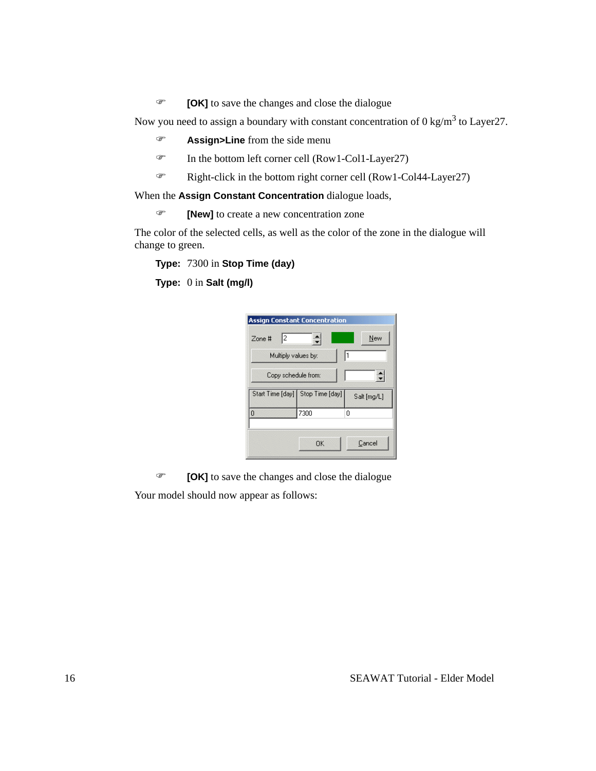- **[OK]** to save the changes and close the dialogue

Now you need to assign a boundary with constant concentration of 0 kg/$m^3$ to Layer27.

- **Assign>Line** from the side menu
- In the bottom left corner cell (Row1-Col1-Layer27)
- Right-click in the bottom right corner cell (Row1-Col44-Layer27)

When the **Assign Constant Concentration** dialogue loads,

- **[New]** to create a new concentration zone

The color of the selected cells, as well as the color of the zone in the dialogue will change to green.

**Type:** 7300 in **Stop Time (day)**

**Type:** 0 in **Salt (mg/l)**

- **[OK]** to save the changes and close the dialogue

Your model should now appear as follows: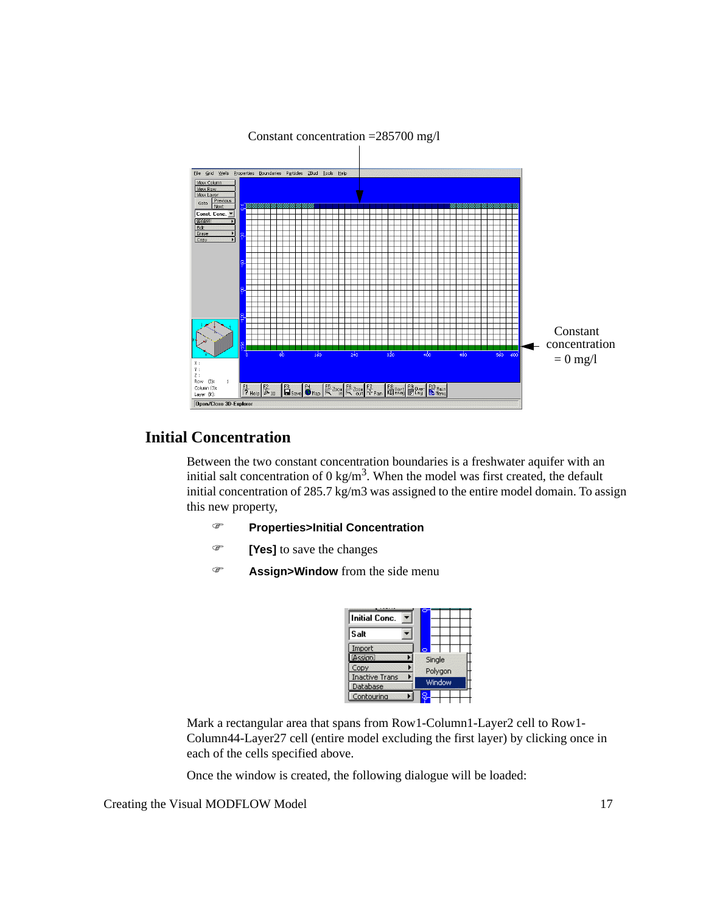Constant concentration =285700 mg/l

Constant concentration = 0 mg/l

## Initial Concentration

Between the two constant concentration boundaries is a freshwater aquifer with an initial salt concentration of 0 kg/m$^3$. When the model was first created, the default initial concentration of 285.7 kg/m3 was assigned to the entire model domain. To assign this new property,

- **Properties>Initial Concentration**
- **[Yes]** to save the changes
- **Assign>Window** from the side menu

Mark a rectangular area that spans from Row1-Column1-Layer2 cell to Row1-Column44-Layer27 cell (entire model excluding the first layer) by clicking once in each of the cells specified above.

Once the window is created, the following dialogue will be loaded: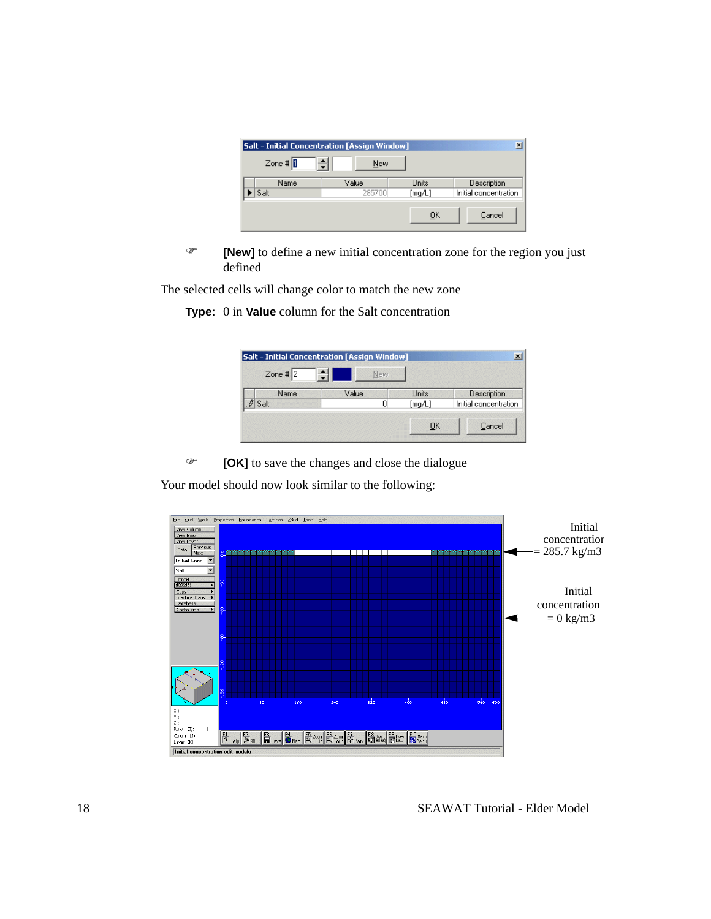☞ **[New]** to define a new initial concentration zone for the region you just defined

The selected cells will change color to match the new zone

**Type:** 0 in **Value** column for the Salt concentration

☞ **[OK]** to save the changes and close the dialogue

Your model should now look similar to the following:

Initial concentration = 285.7 kg/m3

Initial concentration = 0 kg/m3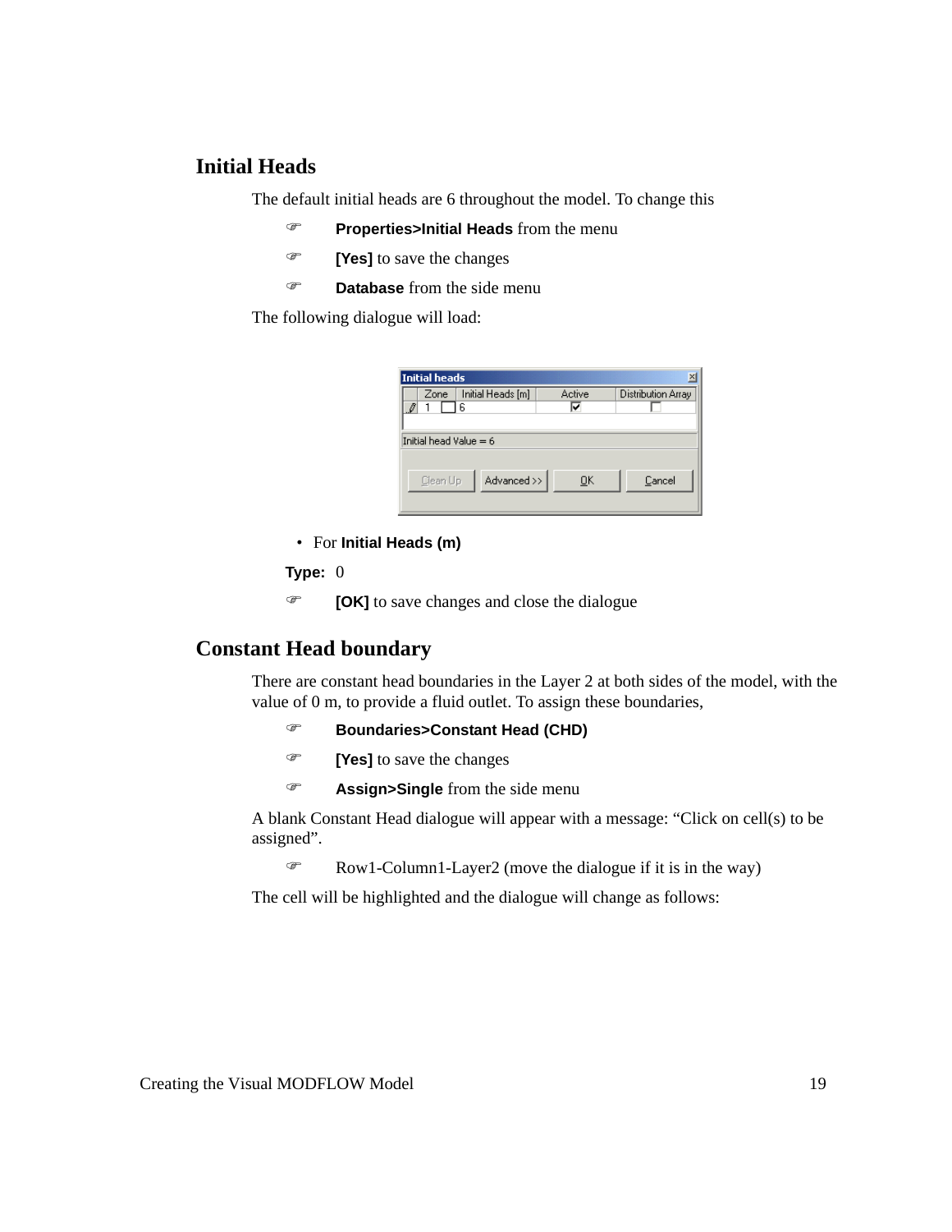## Initial Heads

The default initial heads are 6 throughout the model. To change this

- **Properties>Initial Heads** from the menu
- **[Yes]** to save the changes
- **Database** from the side menu

The following dialogue will load:

- For **Initial Heads (m)**

**Type:** 0

- **[OK]** to save changes and close the dialogue

## Constant Head boundary

There are constant head boundaries in the Layer 2 at both sides of the model, with the value of 0 m, to provide a fluid outlet. To assign these boundaries,

- **Boundaries>Constant Head (CHD)**
- **[Yes]** to save the changes
- **Assign>Single** from the side menu

A blank Constant Head dialogue will appear with a message: “Click on cell(s) to be assigned”.

- Row1-Column1-Layer2 (move the dialogue if it is in the way)

The cell will be highlighted and the dialogue will change as follows: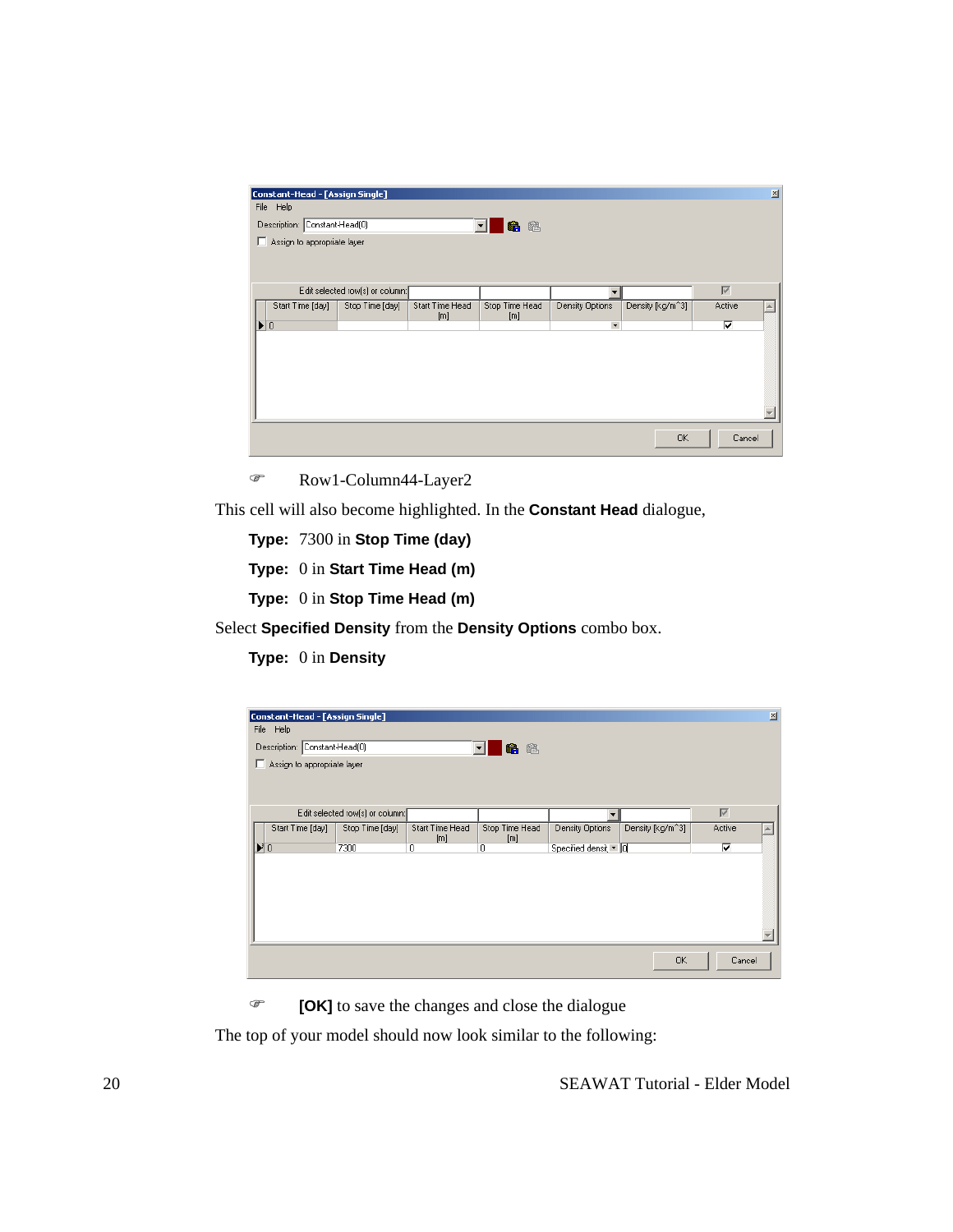☞ Row1-Column44-Layer2

This cell will also become highlighted. In the **Constant Head** dialogue,

**Type:** 7300 in **Stop Time (day)**

**Type:** 0 in **Start Time Head (m)**

**Type:** 0 in **Stop Time Head (m)**

Select **Specified Density** from the **Density Options** combo box.

**Type:** 0 in **Density**

☞ **[OK]** to save the changes and close the dialogue

The top of your model should now look similar to the following: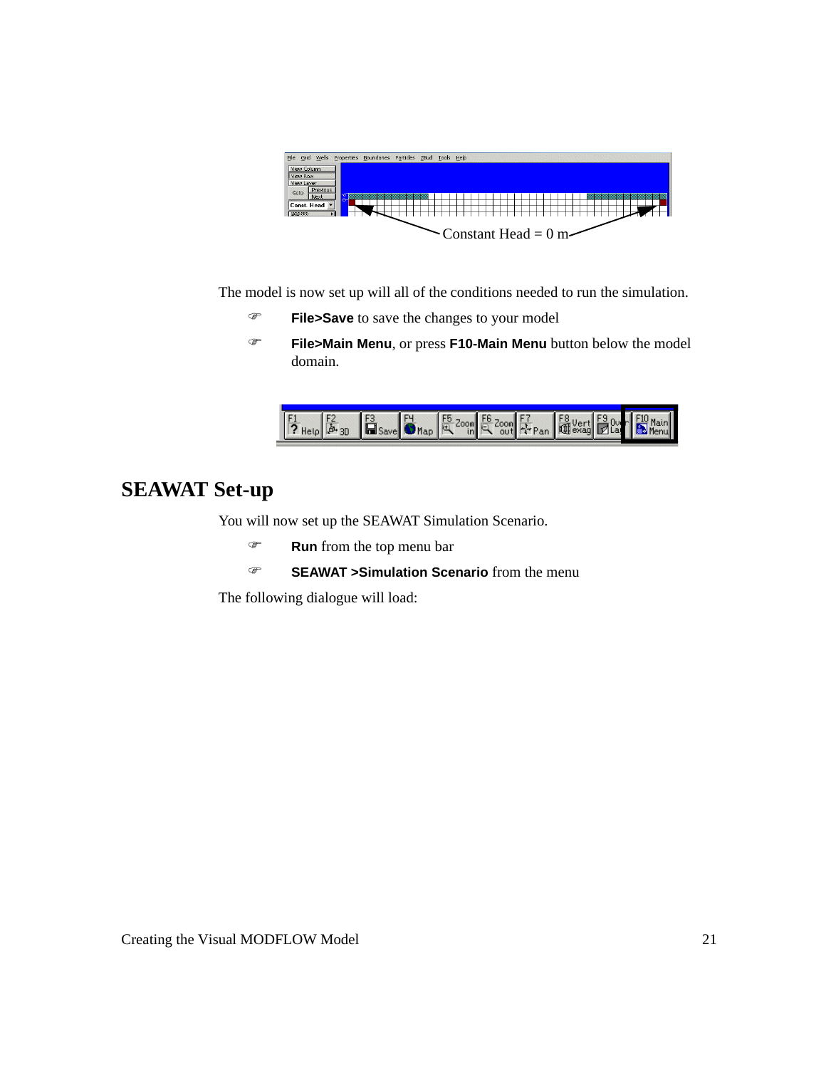Constant Head = 0 m

The model is now set up will all of the conditions needed to run the simulation.

- **File>Save** to save the changes to your model
- **File>Main Menu**, or press **F10-Main Menu** button below the model domain.

## SEAWAT Set-up

You will now set up the SEAWAT Simulation Scenario.

- **Run** from the top menu bar
- **SEAWAT >Simulation Scenario** from the menu

The following dialogue will load: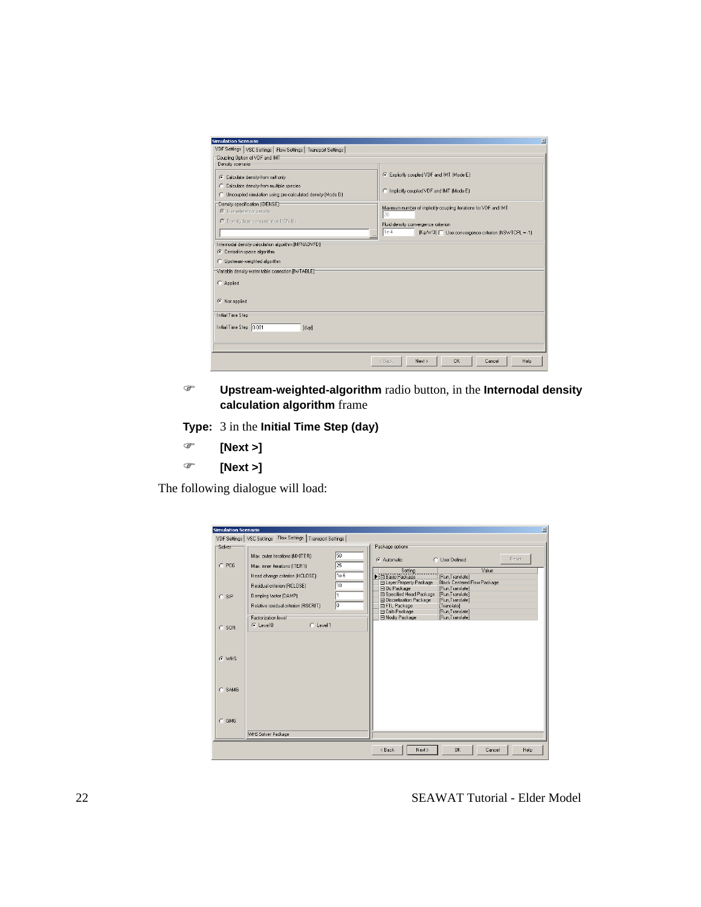☞ **Upstream-weighted-algorithm** radio button, in the **Internodal density calculation algorithm** frame

**Type:** 3 in the **Initial Time Step (day)**

☞ **[Next >]**

☞ **[Next >]**

The following dialogue will load: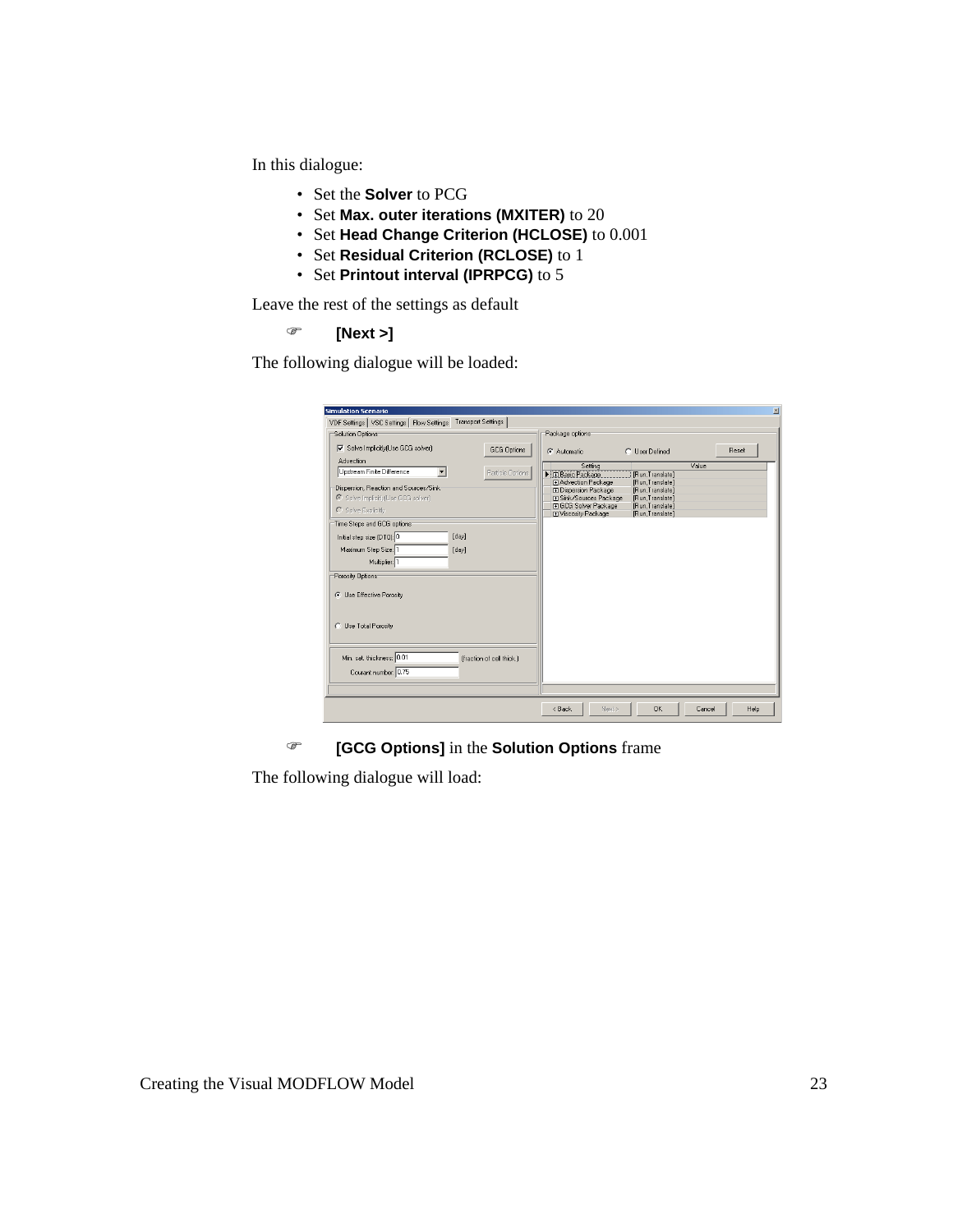In this dialogue:

- Set the **Solver** to PCG
- Set **Max. outer iterations (MXITER)** to 20
- Set **Head Change Criterion (HCLOSE)** to 0.001
- Set **Residual Criterion (RCLOSE)** to 1
- Set **Printout interval (IPRPCG)** to 5

Leave the rest of the settings as default

☞ **[Next >]**

The following dialogue will be loaded:

☞ **[GCG Options]** in the **Solution Options** frame

The following dialogue will load: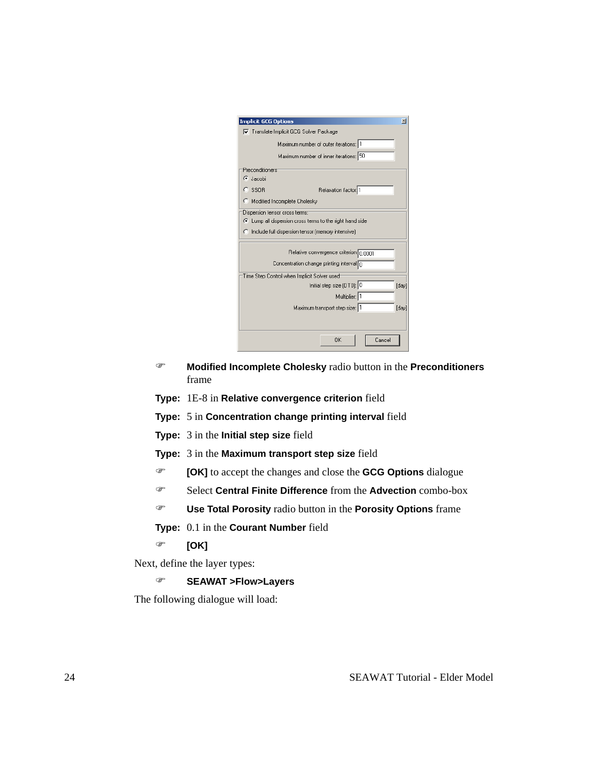☞ **Modified Incomplete Cholesky** radio button in the **Preconditioners** frame

**Type:** 1E-8 in **Relative convergence criterion** field

**Type:** 5 in **Concentration change printing interval** field

**Type:** 3 in the **Initial step size** field

**Type:** 3 in the **Maximum transport step size** field

☞ **[OK]** to accept the changes and close the **GCG Options** dialogue

☞ Select **Central Finite Difference** from the **Advection** combo-box

☞ **Use Total Porosity** radio button in the **Porosity Options** frame

**Type:** 0.1 in the **Courant Number** field

☞ **[OK]**

Next, define the layer types:

☞ **SEAWAT >Flow>Layers**

The following dialogue will load: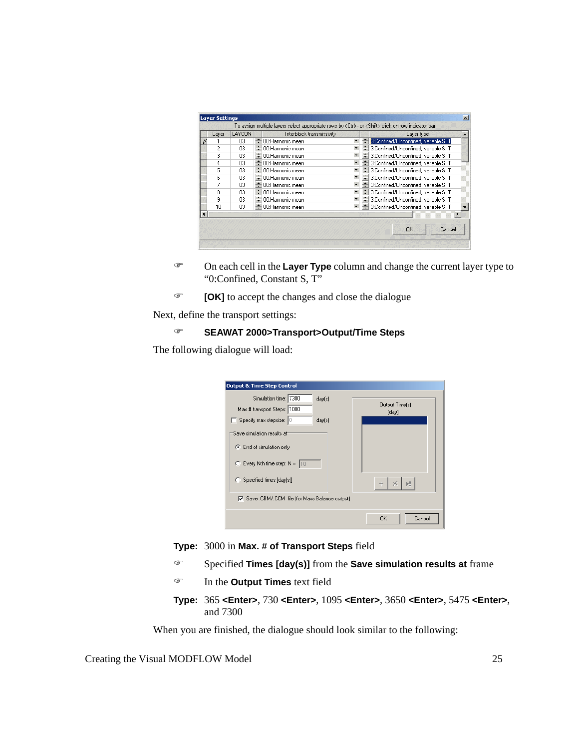☞ On each cell in the **Layer Type** column and change the current layer type to "0:Confined, Constant S, T"

☞ **[OK]** to accept the changes and close the dialogue

Next, define the transport settings:

☞ **SEAWAT 2000>Transport>Output/Time Steps**

The following dialogue will load:

**Type:** 3000 in **Max. # of Transport Steps** field

☞ Specified **Times [day(s)]** from the **Save simulation results at** frame

☞ In the **Output Times** text field

**Type:** 365 **<Enter>**, 730 **<Enter>**, 1095 **<Enter>**, 3650 **<Enter>**, 5475 **<Enter>**, and 7300

When you are finished, the dialogue should look similar to the following: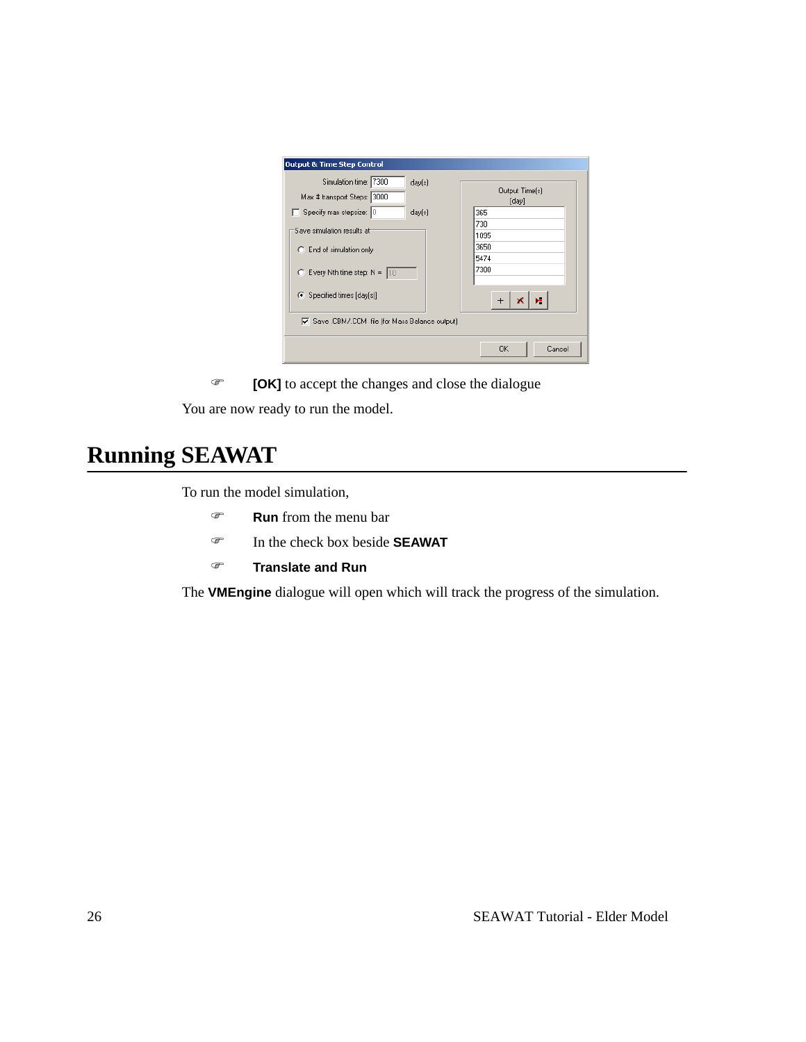☞ **[OK]** to accept the changes and close the dialogue

You are now ready to run the model.

# Running SEAWAT

To run the model simulation,

☞ **Run** from the menu bar

☞ In the check box beside **SEAWAT**

☞ **Translate and Run**

The **VMEngine** dialogue will open which will track the progress of the simulation.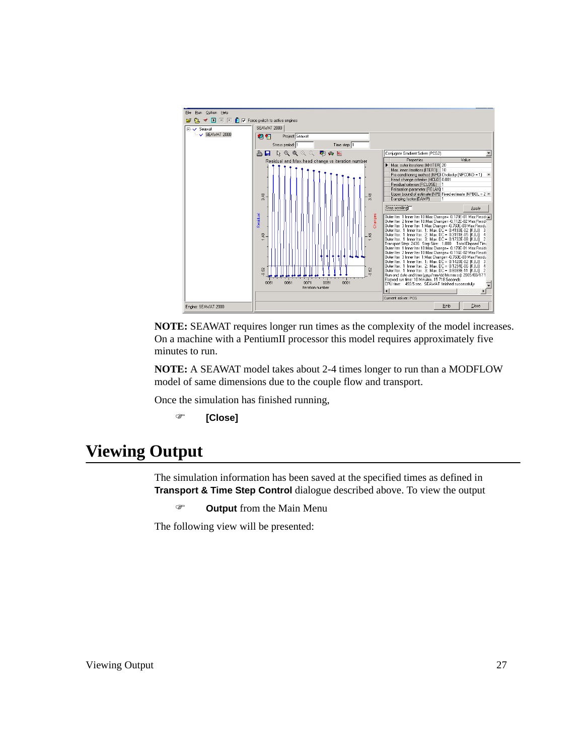**NOTE:** SEAWAT requires longer run times as the complexity of the model increases. On a machine with a PentiumII processor this model requires approximately five minutes to run.

**NOTE:** A SEAWAT model takes about 2-4 times longer to run than a MODFLOW model of same dimensions due to the couple flow and transport.

Once the simulation has finished running,

☞ **[Close]**

# Viewing Output

The simulation information has been saved at the specified times as defined in **Transport & Time Step Control** dialogue described above. To view the output

☞ **Output** from the Main Menu

The following view will be presented: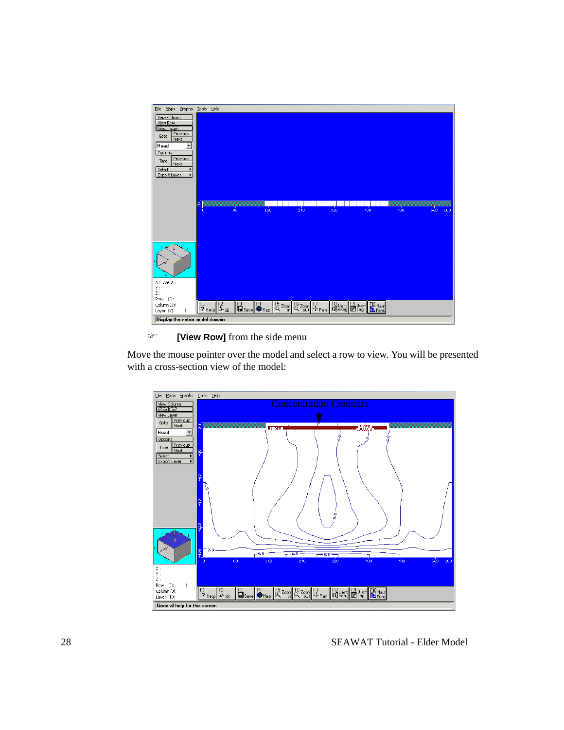☞ **[View Row]** from the side menu

Move the mouse pointer over the model and select a row to view. You will be presented with a cross-section view of the model: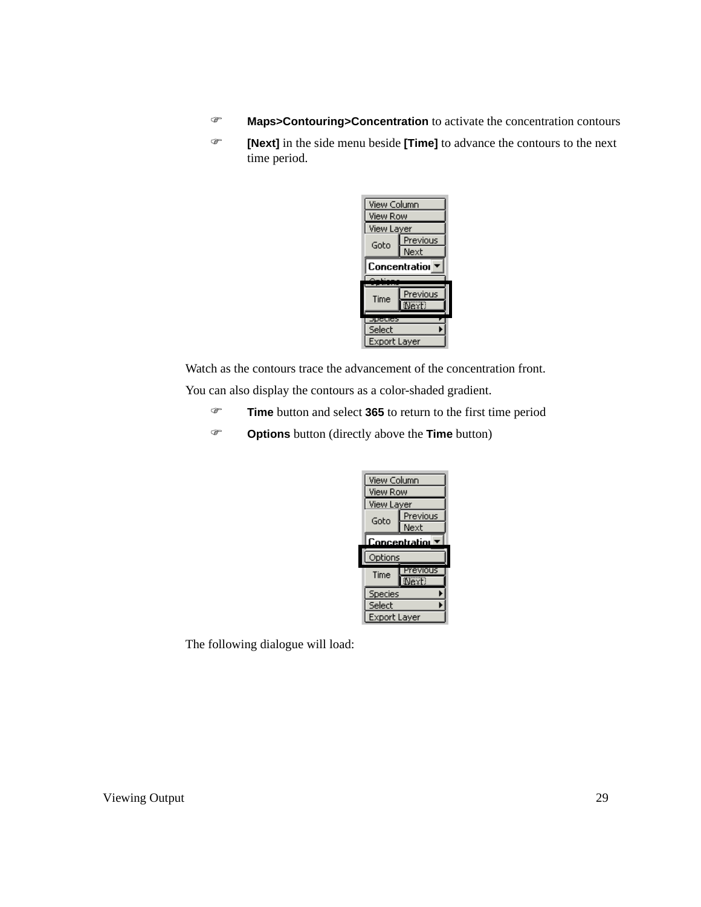- **Maps>Contouring>Concentration** to activate the concentration contours
- **[Next]** in the side menu beside **[Time]** to advance the contours to the next time period.

Watch as the contours trace the advancement of the concentration front.

You can also display the contours as a color-shaded gradient.

- **Time** button and select **365** to return to the first time period
- **Options** button (directly above the **Time** button)

The following dialogue will load: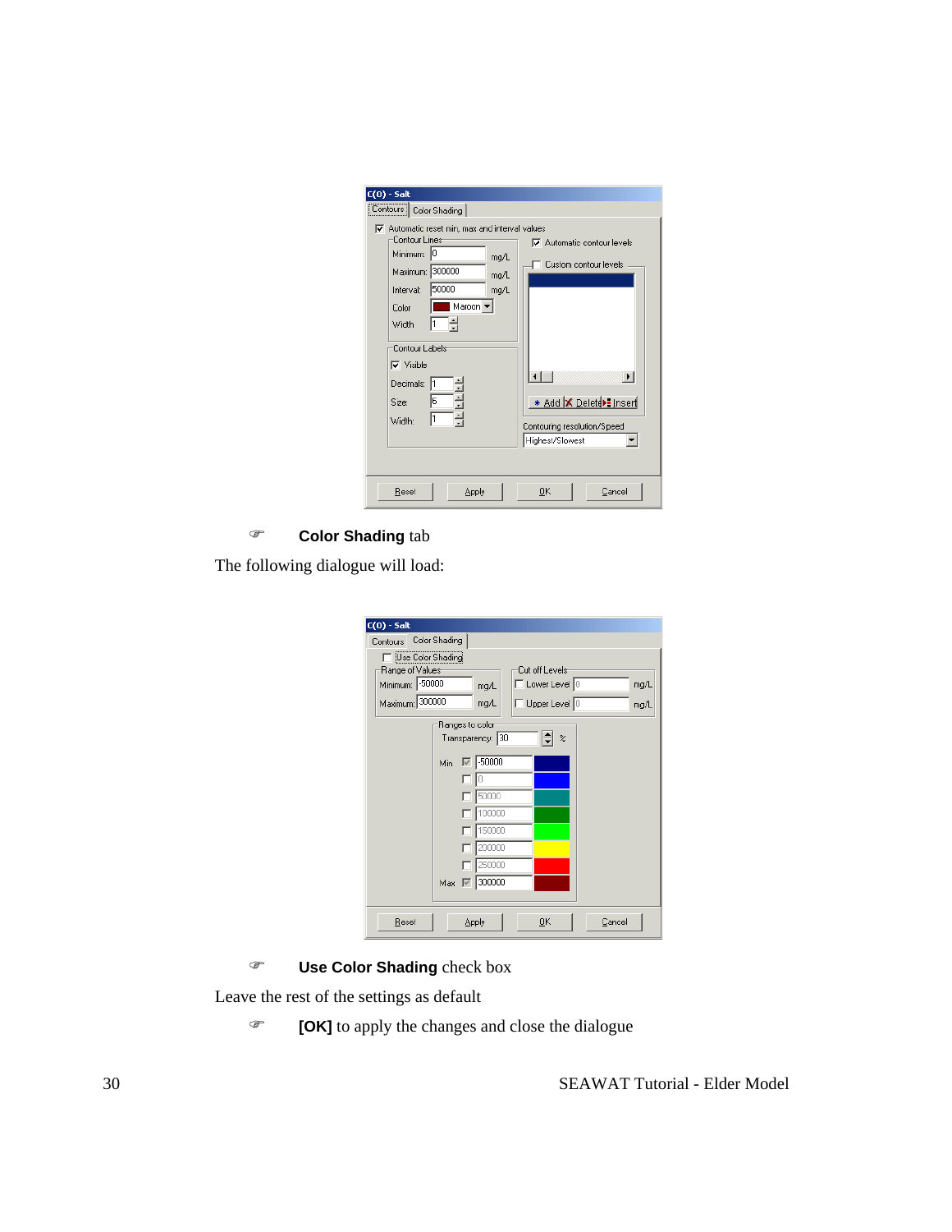☞ **Color Shading** tab

The following dialogue will load:

☞ **Use Color Shading** check box

Leave the rest of the settings as default

☞ **[OK]** to apply the changes and close the dialogue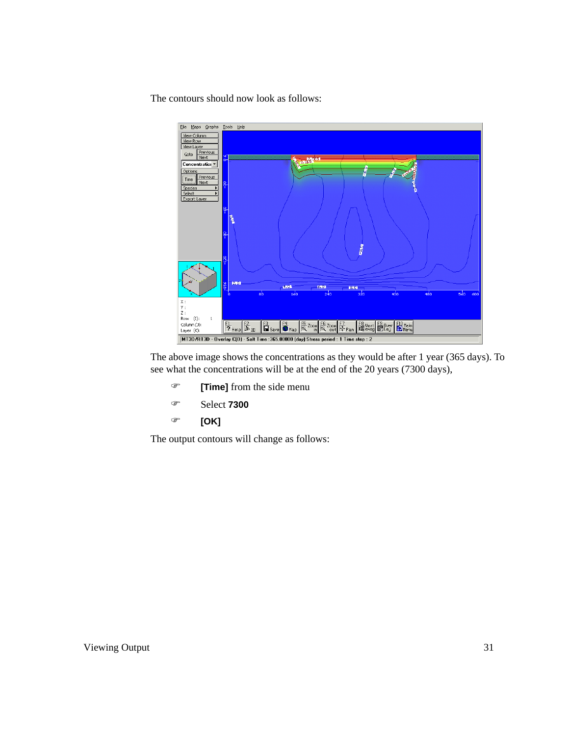The contours should now look as follows:

The above image shows the concentrations as they would be after 1 year (365 days). To see what the concentrations will be at the end of the 20 years (7300 days),

- **[Time]** from the side menu
- Select **7300**
- **[OK]**

The output contours will change as follows: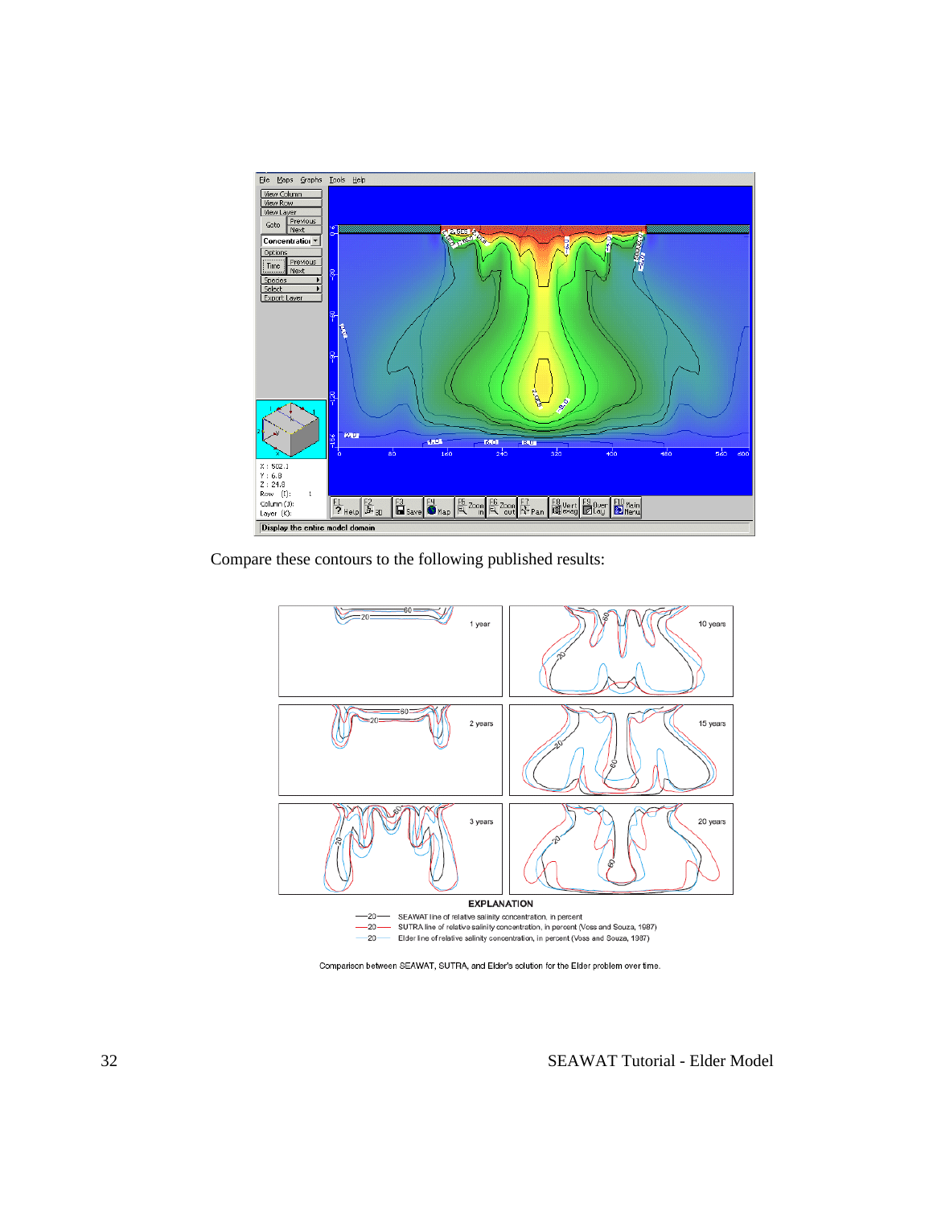Compare these contours to the following published results:

EXPLANATION

—20— SEAWAT line of relative salinity concentration, in percent

—20— SUTRA line of relative salinity concentration, in percent (Voss and Souza, 1987)

—20— Elder line of relative salinity concentration, in percent (Voss and Souza, 1987)

Comparison between SEAWAT, SUTRA, and Elder's solution for the Elder problem over time.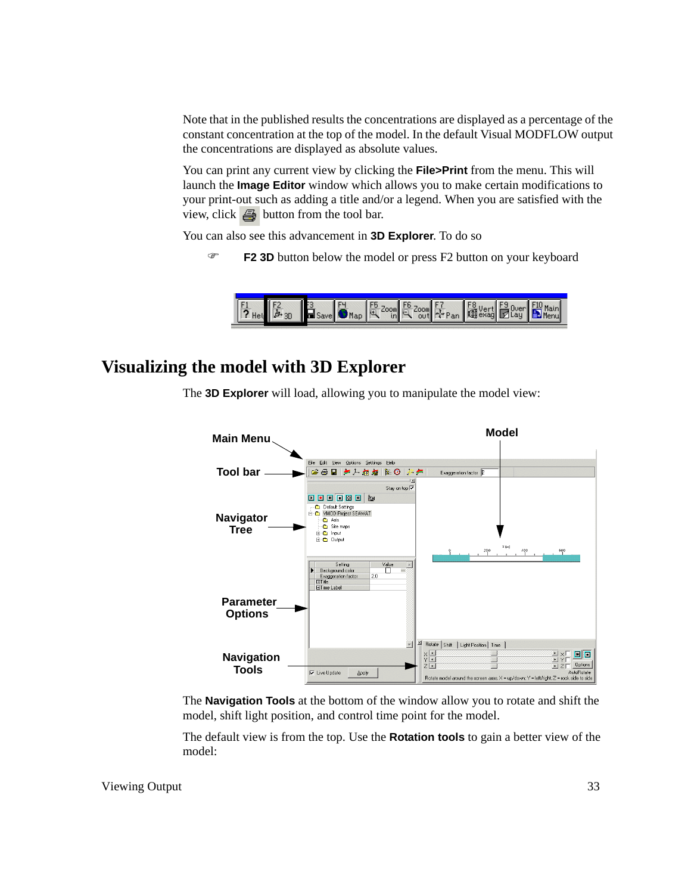Note that in the published results the concentrations are displayed as a percentage of the constant concentration at the top of the model. In the default Visual MODFLOW output the concentrations are displayed as absolute values.

You can print any current view by clicking the **File>Print** from the menu. This will launch the **Image Editor** window which allows you to make certain modifications to your print-out such as adding a title and/or a legend. When you are satisfied with the view, click button from the tool bar.

You can also see this advancement in **3D Explorer**. To do so

- **F2 3D** button below the model or press F2 button on your keyboard

## Visualizing the model with 3D Explorer

The **3D Explorer** will load, allowing you to manipulate the model view:

The **Navigation Tools** at the bottom of the window allow you to rotate and shift the model, shift light position, and control time point for the model.

The default view is from the top. Use the **Rotation tools** to gain a better view of the model: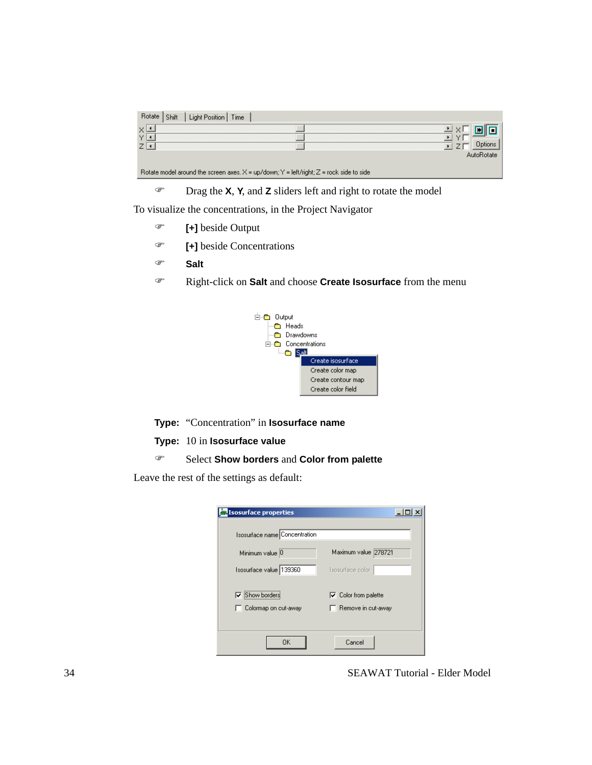☞ Drag the **X**, **Y**, and **Z** sliders left and right to rotate the model

To visualize the concentrations, in the Project Navigator

☞ **[+]** beside Output

☞ **[+]** beside Concentrations

☞ **Salt**

☞ Right-click on **Salt** and choose **Create Isosurface** from the menu

**Type:** "Concentration" in **Isosurface name**

**Type:** 10 in **Isosurface value**

☞ Select **Show borders** and **Color from palette**

Leave the rest of the settings as default: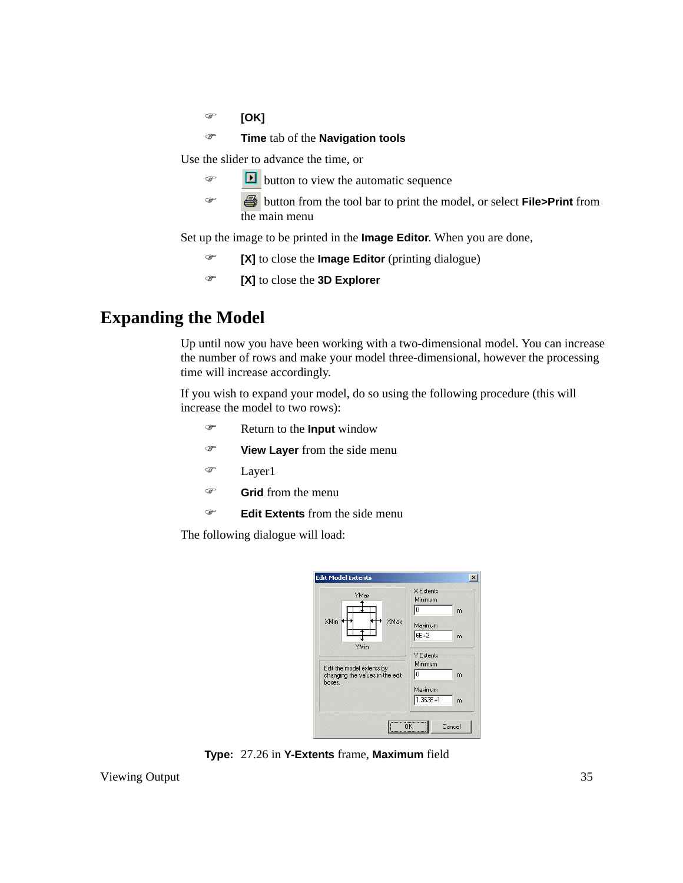- **[OK]**
- **Time** tab of the **Navigation tools**

Use the slider to advance the time, or

- button to view the automatic sequence
- button from the tool bar to print the model, or select **File>Print** from the main menu

Set up the image to be printed in the **Image Editor**. When you are done,

- **[X]** to close the **Image Editor** (printing dialogue)
- **[X]** to close the **3D Explorer**

# Expanding the Model

Up until now you have been working with a two-dimensional model. You can increase the number of rows and make your model three-dimensional, however the processing time will increase accordingly.

If you wish to expand your model, do so using the following procedure (this will increase the model to two rows):

- Return to the **Input** window
- **View Layer** from the side menu
- Layer1
- **Grid** from the menu
- **Edit Extents** from the side menu

The following dialogue will load:

**Type:** 27.26 in **Y-Extents** frame, **Maximum** field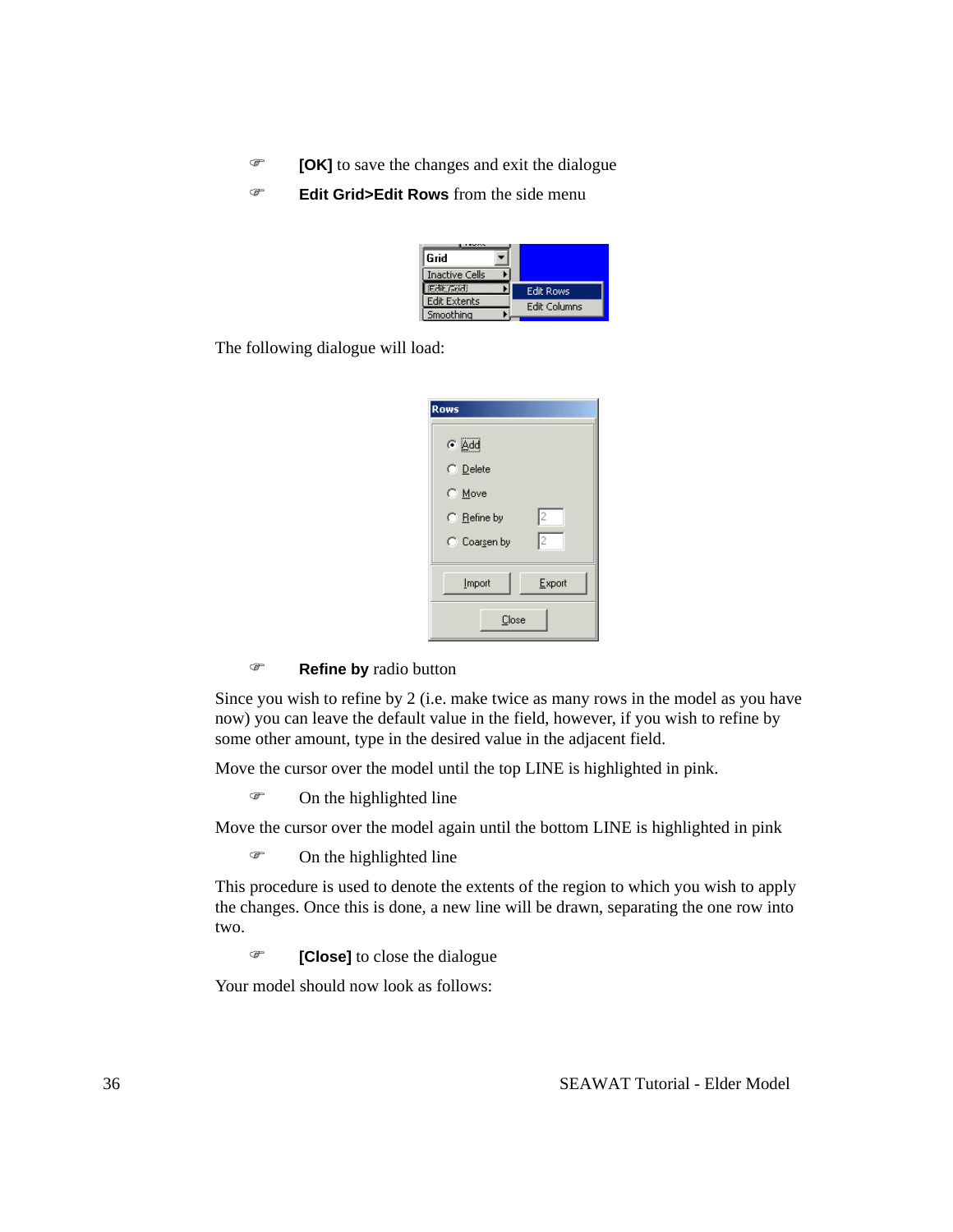- **[OK]** to save the changes and exit the dialogue
- **Edit Grid>Edit Rows** from the side menu

The following dialogue will load:

- **Refine by** radio button

Since you wish to refine by 2 (i.e. make twice as many rows in the model as you have now) you can leave the default value in the field, however, if you wish to refine by some other amount, type in the desired value in the adjacent field.

Move the cursor over the model until the top LINE is highlighted in pink.

- On the highlighted line

Move the cursor over the model again until the bottom LINE is highlighted in pink

- On the highlighted line

This procedure is used to denote the extents of the region to which you wish to apply the changes. Once this is done, a new line will be drawn, separating the one row into two.

- **[Close]** to close the dialogue

Your model should now look as follows: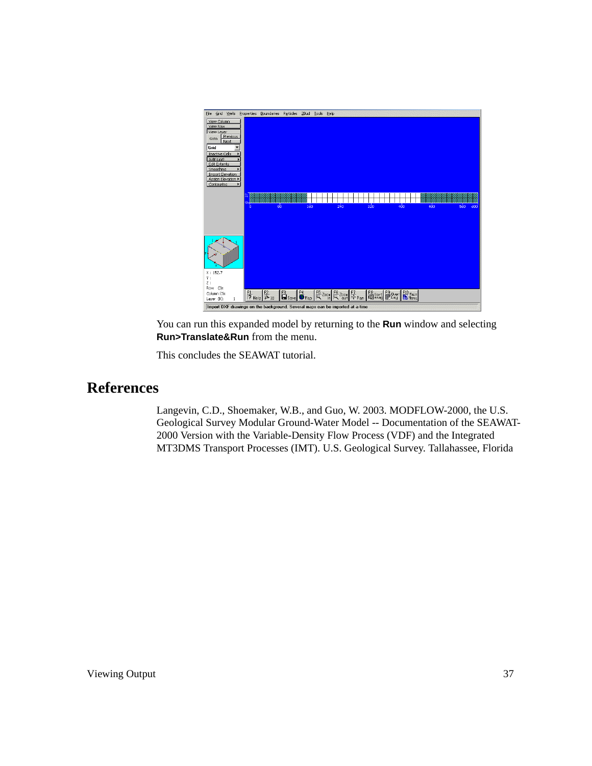You can run this expanded model by returning to the **Run** window and selecting **Run>Translate&Run** from the menu.

This concludes the SEAWAT tutorial.

# References

Langevin, C.D., Shoemaker, W.B., and Guo, W. 2003. MODFLOW-2000, the U.S. Geological Survey Modular Ground-Water Model -- Documentation of the SEAWAT-2000 Version with the Variable-Density Flow Process (VDF) and the Integrated MT3DMS Transport Processes (IMT). U.S. Geological Survey. Tallahassee, Florida